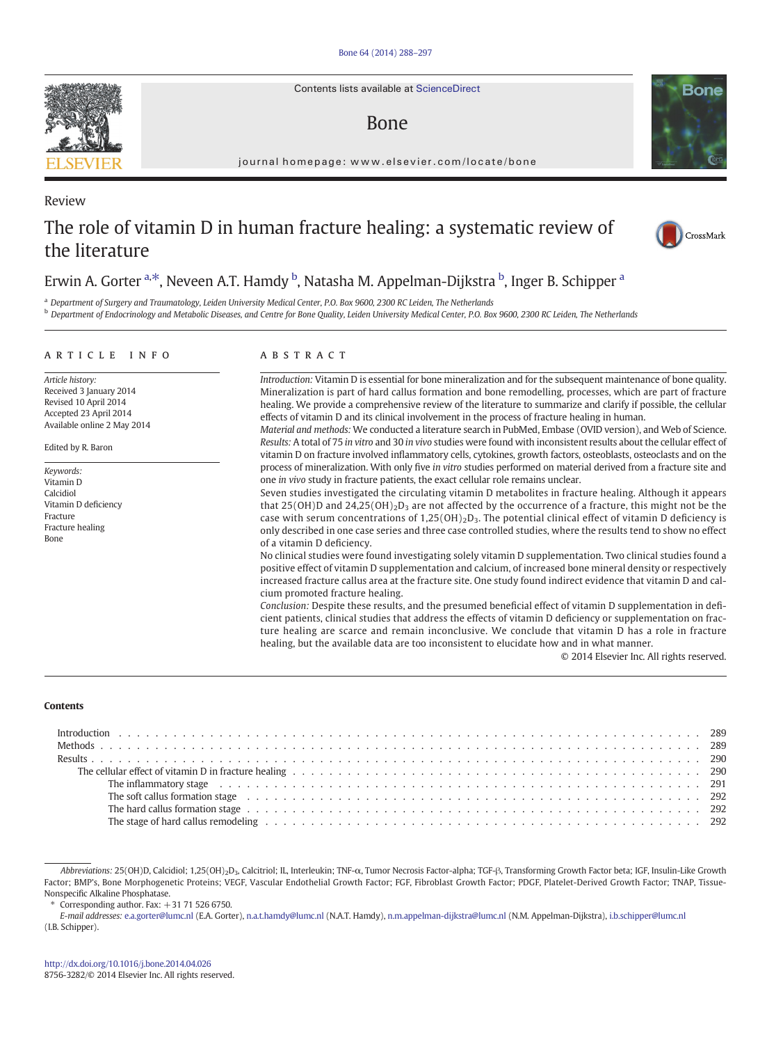Review

# The role of vitamin D in human fracture healing: a systematic review of the literature

Erwin A. Gorter [a],*, Neveen A.T. Hamdy [b], Natasha M. Appelman-Dijkstra [b], Inger B. Schipper [a]

[a] Department of Surgery and Traumatology, Leiden University Medical Center, P.O. Box 9600, 2300 RC Leiden, The Netherlands
[b] Department of Endocrinology and Metabolic Diseases, and Centre for Bone Quality, Leiden University Medical Center, P.O. Box 9600, 2300 RC Leiden, The Netherlands

## ARTICLE INFO

*Article history:*
Received 3 January 2014
Revised 10 April 2014
Accepted 23 April 2014
Available online 2 May 2014

Edited by R. Baron

*Keywords:*
Vitamin D
Calcidiol
Vitamin D deficiency
Fracture
Fracture healing
Bone

## ABSTRACT

*Introduction:* Vitamin D is essential for bone mineralization and for the subsequent maintenance of bone quality. Mineralization is part of hard callus formation and bone remodelling, processes, which are part of fracture healing. We provide a comprehensive review of the literature to summarize and clarify if possible, the cellular effects of vitamin D and its clinical involvement in the process of fracture healing in human.

*Material and methods:* We conducted a literature search in PubMed, Embase (OVID version), and Web of Science.

*Results:* A total of 75 *in vitro* and 30 *in vivo* studies were found with inconsistent results about the cellular effect of vitamin D on fracture involved inflammatory cells, cytokines, growth factors, osteoblasts, osteoclasts and on the process of mineralization. With only five *in vitro* studies performed on material derived from a fracture site and one *in vivo* study in fracture patients, the exact cellular role remains unclear.

Seven studies investigated the circulating vitamin D metabolites in fracture healing. Although it appears that 25(OH)D and $24{,}25(OH)_2D_3$ are not affected by the occurrence of a fracture, this might not be the case with serum concentrations of $1{,}25(OH)_2D_3$. The potential clinical effect of vitamin D deficiency is only described in one case series and three case controlled studies, where the results tend to show no effect of a vitamin D deficiency.

No clinical studies were found investigating solely vitamin D supplementation. Two clinical studies found a positive effect of vitamin D supplementation and calcium, of increased bone mineral density or respectively increased fracture callus area at the fracture site. One study found indirect evidence that vitamin D and calcium promoted fracture healing.

*Conclusion:* Despite these results, and the presumed beneficial effect of vitamin D supplementation in deficient patients, clinical studies that address the effects of vitamin D deficiency or supplementation on fracture healing are scarce and remain inconclusive. We conclude that vitamin D has a role in fracture healing, but the available data are too inconsistent to elucidate how and in what manner.

© 2014 Elsevier Inc. All rights reserved.

## Contents

- Introduction . . . 289
- Methods . . . 289
- Results . . . 290
  - The cellular effect of vitamin D in fracture healing . . . 290
    - The inflammatory stage . . . 291
    - The soft callus formation stage . . . 292
    - The hard callus formation stage . . . 292
    - The stage of hard callus remodeling . . . 292

*Abbreviations:* 25(OH)D, Calcidiol; $1{,}25(OH)_2D_3$, Calcitriol; IL, Interleukin; TNF-α, Tumor Necrosis Factor-alpha; TGF-β, Transforming Growth Factor beta; IGF, Insulin-Like Growth Factor; BMP's, Bone Morphogenetic Proteins; VEGF, Vascular Endothelial Growth Factor; FGF, Fibroblast Growth Factor; PDGF, Platelet-Derived Growth Factor; TNAP, Tissue-Nonspecific Alkaline Phosphatase.

\* Corresponding author. Fax: +31 71 526 6750.
*E-mail addresses:* e.a.gorter@lumc.nl (E.A. Gorter), n.a.t.hamdy@lumc.nl (N.A.T. Hamdy), n.m.appelman-dijkstra@lumc.nl (N.M. Appelman-Dijkstra), i.b.schipper@lumc.nl (I.B. Schipper).

http://dx.doi.org/10.1016/j.bone.2014.04.026
8756-3282/© 2014 Elsevier Inc. All rights reserved.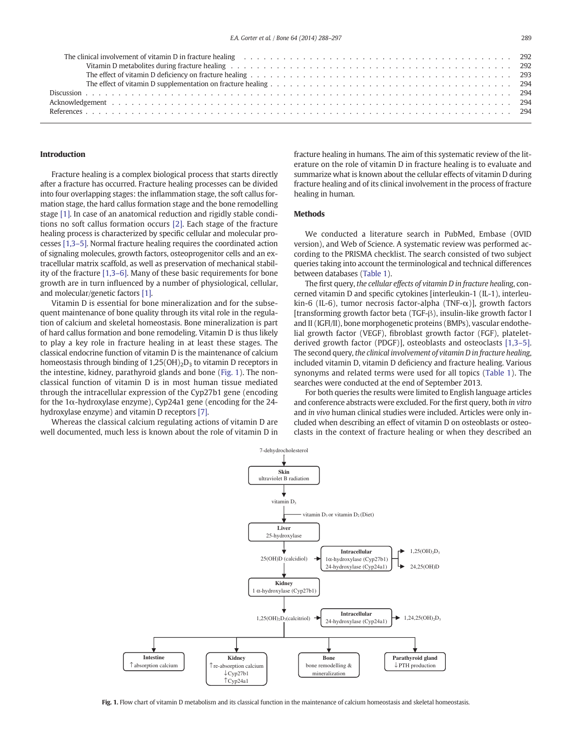| | |
|---|---|
| The clinical involvement of vitamin D in fracture healing | 292 |
| Vitamin D metabolites during fracture healing | 292 |
| The effect of vitamin D deficiency on fracture healing | 293 |
| The effect of vitamin D supplementation on fracture healing | 294 |
| Discussion | 294 |
| Acknowledgement | 294 |
| References | 294 |

## Introduction

Fracture healing is a complex biological process that starts directly after a fracture has occurred. Fracture healing processes can be divided into four overlapping stages: the inflammation stage, the soft callus formation stage, the hard callus formation stage and the bone remodelling stage [1]. In case of an anatomical reduction and rigidly stable conditions no soft callus formation occurs [2]. Each stage of the fracture healing process is characterized by specific cellular and molecular processes [1,3–5]. Normal fracture healing requires the coordinated action of signaling molecules, growth factors, osteoprogenitor cells and an extracellular matrix scaffold, as well as preservation of mechanical stability of the fracture [1,3–6]. Many of these basic requirements for bone growth are in turn influenced by a number of physiological, cellular, and molecular/genetic factors [1].

Vitamin D is essential for bone mineralization and for the subsequent maintenance of bone quality through its vital role in the regulation of calcium and skeletal homeostasis. Bone mineralization is part of hard callus formation and bone remodeling. Vitamin D is thus likely to play a key role in fracture healing in at least these stages. The classical endocrine function of vitamin D is the maintenance of calcium homeostasis through binding of $1{,}25(OH)_2D_3$ to vitamin D receptors in the intestine, kidney, parathyroid glands and bone (Fig. 1). The non-classical function of vitamin D is in most human tissue mediated through the intracellular expression of the Cyp27b1 gene (encoding for the 1α-hydroxylase enzyme), Cyp24a1 gene (encoding for the 24-hydroxylase enzyme) and vitamin D receptors [7].

Whereas the classical calcium regulating actions of vitamin D are well documented, much less is known about the role of vitamin D in fracture healing in humans. The aim of this systematic review of the literature on the role of vitamin D in fracture healing is to evaluate and summarize what is known about the cellular effects of vitamin D during fracture healing and of its clinical involvement in the process of fracture healing in human.

## Methods

We conducted a literature search in PubMed, Embase (OVID version), and Web of Science. A systematic review was performed according to the PRISMA checklist. The search consisted of two subject queries taking into account the terminological and technical differences between databases (Table 1).

The first query, *the cellular effects of vitamin D in fracture healing*, concerned vitamin D and specific cytokines [interleukin-1 (IL-1), interleukin-6 (IL-6), tumor necrosis factor-alpha (TNF-α)], growth factors [transforming growth factor beta (TGF-β), insulin-like growth factor I and II (IGFI/II), bone morphogenetic proteins (BMPs), vascular endothelial growth factor (VEGF), fibroblast growth factor (FGF), platelet-derived growth factor (PDGF)], osteoblasts and osteoclasts [1,3–5]. The second query, *the clinical involvement of vitamin D in fracture healing*, included vitamin D, vitamin D deficiency and fracture healing. Various synonyms and related terms were used for all topics (Table 1). The searches were conducted at the end of September 2013.

For both queries the results were limited to English language articles and conference abstracts were excluded. For the first query, both *in vitro* and *in vivo* human clinical studies were included. Articles were only included when describing an effect of vitamin D on osteoblasts or osteoclasts in the context of fracture healing or when they described an

7-dehydrocholesterol → **Skin** (ultraviolet B radiation) → vitamin $D_3$ → (+ vitamin $D_3$ or vitamin $D_2$ (Diet)) → **Liver** (25-hydroxylase) → 25(OH)D (calcidiol) → **Intracellular** (1α-hydroxylase (Cyp27b1), 24-hydroxylase (Cyp24a1)) → $1{,}25(OH)_2D_3$ / $24{,}25(OH)D$

25(OH)D (calcidiol) → **Kidney** (1 α-hydroxylase (Cyp27b1)) → $1{,}25(OH)_2D_3$(calcitriol) → **Intracellular** (24-hydroxylase (Cyp24a1)) → $1{,}24{,}25(OH)_2D_3$

$1{,}25(OH)_2D_3$(calcitriol) → **Intestine** (↑absorption calcium); **Kidney** (↑re-absorption calcium, ↓Cyp27b1, ↑Cyp24a1); **Bone** (bone remodelling & mineralization); **Parathyroid gland** (↓PTH production)

**Fig. 1.** Flow chart of vitamin D metabolism and its classical function in the maintenance of calcium homeostasis and skeletal homeostasis.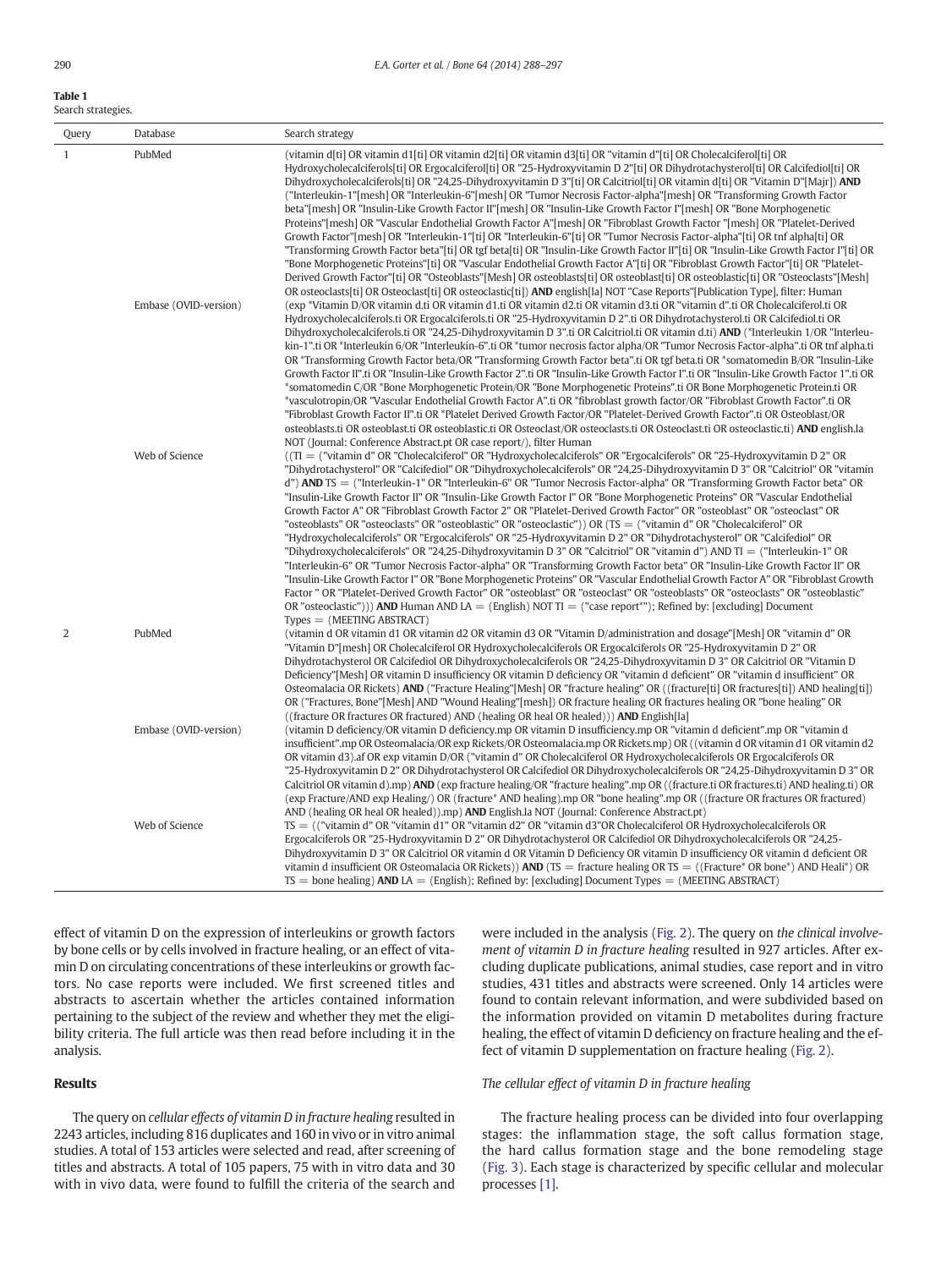**Table 1**
Search strategies.

| Query | Database | Search strategy |
|---|---|---|
| 1 | PubMed | (vitamin d[ti] OR vitamin d1[ti] OR vitamin d2[ti] OR vitamin d3[ti] OR "vitamin d"[ti] OR Cholecalciferol[ti] OR Hydroxycholecalciferols[ti] OR Ergocalciferol[ti] OR "25-Hydroxyvitamin D 2"[ti] OR Dihydrotachysterol[ti] OR Calcifediol[ti] OR Dihydroxycholecalciferols[ti] OR "24,25-Dihydroxyvitamin D 3"[ti] OR Calcitriol[ti] OR vitamin d[ti] OR "Vitamin D"[Majr]) **AND** ("Interleukin-1"[mesh] OR "Interleukin-6"[mesh] OR "Tumor Necrosis Factor-alpha"[mesh] OR "Transforming Growth Factor beta"[mesh] OR "Insulin-Like Growth Factor II"[mesh] OR "Insulin-Like Growth Factor I"[mesh] OR "Bone Morphogenetic Proteins"[mesh] OR "Vascular Endothelial Growth Factor A"[mesh] OR "Fibroblast Growth Factor "[mesh] OR "Platelet-Derived Growth Factor"[mesh] OR "Interleukin-1"[ti] OR "Interleukin-6"[ti] OR "Tumor Necrosis Factor-alpha"[ti] OR tnf alpha[ti] OR "Transforming Growth Factor beta"[ti] OR tgf beta[ti] OR "Insulin-Like Growth Factor II"[ti] OR "Insulin-Like Growth Factor I"[ti] OR "Bone Morphogenetic Proteins"[ti] OR "Vascular Endothelial Growth Factor A"[ti] OR "Fibroblast Growth Factor"[ti] OR "Platelet-Derived Growth Factor"[ti] OR "Osteoblasts"[Mesh] OR osteoblasts[ti] OR osteoblast[ti] OR osteoblastic[ti] OR "Osteoclasts"[Mesh] OR osteoclasts[ti] OR Osteoclast[ti] OR osteoclastic[ti]) **AND** english[la] NOT "Case Reports"[Publication Type], filter: Human |
| | Embase (OVID-version) | (exp *Vitamin D/OR vitamin d.ti OR vitamin d1.ti OR vitamin d2.ti OR vitamin d3.ti OR "vitamin d".ti OR Cholecalciferol.ti OR Hydroxycholecalciferols.ti OR Ergocalciferols.ti OR "25-Hydroxyvitamin D 2".ti OR Dihydrotachysterol.ti OR Calcifediol.ti OR Dihydroxycholecalciferols.ti OR "24,25-Dihydroxyvitamin D 3".ti OR Calcitriol.ti OR vitamin d.ti) **AND** (*Interleukin 1/OR "Interleukin-1".ti OR *Interleukin 6/OR "Interleukin-6".ti OR *tumor necrosis factor alpha/OR "Tumor Necrosis Factor-alpha".ti OR tnf alpha.ti OR *Transforming Growth Factor beta/OR "Transforming Growth Factor beta".ti OR tgf beta.ti OR *somatomedin B/OR "Insulin-Like Growth Factor II".ti OR "Insulin-Like Growth Factor 2".ti OR "Insulin-Like Growth Factor I".ti OR "Insulin-Like Growth Factor 1".ti OR *somatomedin C/OR *Bone Morphogenetic Protein/OR "Bone Morphogenetic Proteins".ti OR Bone Morphogenetic Protein.ti OR *vasculotropin/OR "Vascular Endothelial Growth Factor A".ti OR *fibroblast growth factor/OR "Fibroblast Growth Factor".ti OR "Fibroblast Growth Factor II".ti OR *Platelet Derived Growth Factor/OR "Platelet-Derived Growth Factor".ti OR Osteoblast/OR osteoblasts.ti OR osteoblast.ti OR osteoblastic.ti OR Osteoclast/OR osteoclasts.ti OR Osteoclast.ti OR osteoclastic.ti) **AND** english.la NOT (Journal: Conference Abstract.pt OR case report/), filter Human |
| | Web of Science | ((TI = ("vitamin d" OR "Cholecalciferol" OR "Hydroxycholecalciferols" OR "Ergocalciferols" OR "25-Hydroxyvitamin D 2" OR "Dihydrotachysterol" OR "Calcifediol" OR "Dihydroxycholecalciferols" OR "24,25-Dihydroxyvitamin D 3" OR "Calcitriol" OR "vitamin d") **AND** TS = ("Interleukin-1" OR "Interleukin-6" OR "Tumor Necrosis Factor-alpha" OR "Transforming Growth Factor beta" OR "Insulin-Like Growth Factor II" OR "Insulin-Like Growth Factor I" OR "Bone Morphogenetic Proteins" OR "Vascular Endothelial Growth Factor A" OR "Fibroblast Growth Factor 2" OR "Platelet-Derived Growth Factor" OR "osteoblast" OR "osteoclast" OR "osteoblasts" OR "osteoclasts" OR "osteoblastic" OR "osteoclastic")) OR (TS = ("vitamin d" OR "Cholecalciferol" OR "Hydroxycholecalciferols" OR "Ergocalciferols" OR "25-Hydroxyvitamin D 2" OR "Dihydrotachysterol" OR "Calcifediol" OR "Dihydroxycholecalciferols" OR "24,25-Dihydroxyvitamin D 3" OR "Calcitriol" OR "vitamin d") AND TI = ("Interleukin-1" OR "Interleukin-6" OR "Tumor Necrosis Factor-alpha" OR "Transforming Growth Factor beta" OR "Insulin-Like Growth Factor II" OR "Insulin-Like Growth Factor I" OR "Bone Morphogenetic Proteins" OR "Vascular Endothelial Growth Factor A" OR "Fibroblast Growth Factor " OR "Platelet-Derived Growth Factor" OR "osteoblast" OR "osteoclast" OR "osteoblasts" OR "osteoclasts" OR "osteoblastic" OR "osteoclastic"))) **AND** Human AND LA = (English) NOT TI = ("case report*"); Refined by: [excluding] Document Types = (MEETING ABSTRACT) |
| 2 | PubMed | (vitamin d OR vitamin d1 OR vitamin d2 OR vitamin d3 OR "Vitamin D/administration and dosage"[Mesh] OR "vitamin d" OR "Vitamin D"[mesh] OR Cholecalciferol OR Hydroxycholecalciferols OR Ergocalciferols OR "25-Hydroxyvitamin D 2" OR Dihydrotachysterol OR Calcifediol OR Dihydroxycholecalciferols OR "24,25-Dihydroxyvitamin D 3" OR Calcitriol OR "Vitamin D Deficiency"[Mesh] OR vitamin D insufficiency OR vitamin D deficiency OR "vitamin d deficient" OR "vitamin d insufficient" OR Osteomalacia OR Rickets) **AND** ("Fracture Healing"[Mesh] OR "fracture healing" OR ((fracture[ti] OR fractures[ti]) AND healing[ti]) OR ("Fractures, Bone"[Mesh] AND "Wound Healing"[mesh]) OR fracture healing OR fractures healing OR "bone healing" OR ((fracture OR fractures OR fractured) AND (healing OR heal OR healed))) **AND** English[la] |
| | Embase (OVID-version) | (vitamin D deficiency/OR vitamin D deficiency.mp OR vitamin D insufficiency.mp OR "vitamin d deficient".mp OR "vitamin d insufficient".mp OR Osteomalacia/OR exp Rickets/OR Osteomalacia.mp OR Rickets.mp) OR ((vitamin d OR vitamin d1 OR vitamin d2 OR vitamin d3).af OR exp vitamin D/OR ("vitamin d" OR Cholecalciferol OR Hydroxycholecalciferols OR Ergocalciferols OR "25-Hydroxyvitamin D 2" OR Dihydrotachysterol OR Calcifediol OR Dihydroxycholecalciferols OR "24,25-Dihydroxyvitamin D 3" OR Calcitriol OR vitamin d).mp) **AND** (exp fracture healing/OR "fracture healing".mp OR ((fracture.ti OR fractures.ti) AND healing.ti) OR (exp Fracture/AND exp Healing/) OR (fracture* AND healing).mp OR "bone healing".mp OR ((fracture OR fractures OR fractured) AND (healing OR heal OR healed)).mp) **AND** English.la NOT (Journal: Conference Abstract.pt) |
| | Web of Science | TS = (("vitamin d" OR "vitamin d1" OR "vitamin d2" OR "vitamin d3"OR Cholecalciferol OR Hydroxycholecalciferols OR Ergocalciferols OR "25-Hydroxyvitamin D 2" OR Dihydrotachysterol OR Calcifediol OR Dihydroxycholecalciferols OR "24,25-Dihydroxyvitamin D 3" OR Calcitriol OR vitamin d OR Vitamin D Deficiency OR vitamin D insufficiency OR vitamin d deficient OR vitamin d insufficient OR Osteomalacia OR Rickets)) **AND** (TS = fracture healing OR TS = ((Fracture* OR bone*) AND Heali*) OR TS = bone healing) **AND** LA = (English); Refined by: [excluding] Document Types = (MEETING ABSTRACT) |

effect of vitamin D on the expression of interleukins or growth factors by bone cells or by cells involved in fracture healing, or an effect of vitamin D on circulating concentrations of these interleukins or growth factors. No case reports were included. We first screened titles and abstracts to ascertain whether the articles contained information pertaining to the subject of the review and whether they met the eligibility criteria. The full article was then read before including it in the analysis.

## Results

The query on *cellular effects of vitamin D in fracture healing* resulted in 2243 articles, including 816 duplicates and 160 in vivo or in vitro animal studies. A total of 153 articles were selected and read, after screening of titles and abstracts. A total of 105 papers, 75 with in vitro data and 30 with in vivo data, were found to fulfill the criteria of the search and were included in the analysis (Fig. 2). The query on *the clinical involvement of vitamin D in fracture healing* resulted in 927 articles. After excluding duplicate publications, animal studies, case report and in vitro studies, 431 titles and abstracts were screened. Only 14 articles were found to contain relevant information, and were subdivided based on the information provided on vitamin D metabolites during fracture healing, the effect of vitamin D deficiency on fracture healing and the effect of vitamin D supplementation on fracture healing (Fig. 2).

### *The cellular effect of vitamin D in fracture healing*

The fracture healing process can be divided into four overlapping stages: the inflammation stage, the soft callus formation stage, the hard callus formation stage and the bone remodeling stage (Fig. 3). Each stage is characterized by specific cellular and molecular processes [1].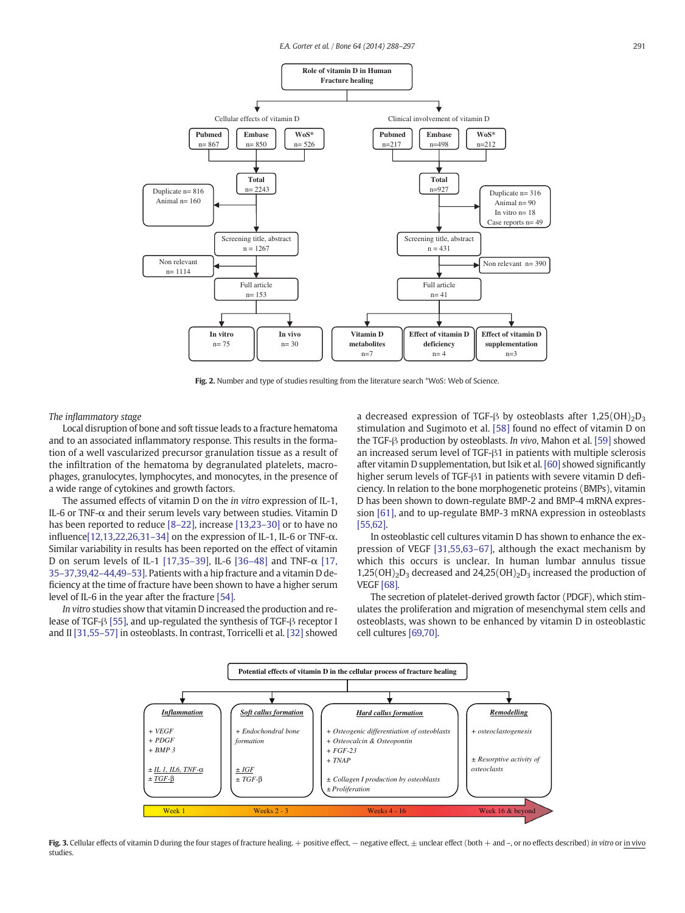**Role of vitamin D in Human Fracture healing**

Cellular effects of vitamin D

| Pubmed n= 867 | Embase n= 850 | WoS* n= 526 |
|---|---|---|

Total n= 2243 → Duplicate n= 816, Animal n= 160

Screening title, abstract n = 1267 → Non relevant n= 1114

Full article n= 153 → In vitro n= 75; In vivo n= 30

Clinical involvement of vitamin D

| Pubmed n=217 | Embase n=498 | WoS* n=212 |
|---|---|---|

Total n=927 → Duplicate n= 316, Animal n= 90, In vitro n= 18, Case reports n= 49

Screening title, abstract n = 431 → Non relevant n= 390

Full article n= 41 → Vitamin D metabolites n=7; Effect of vitamin D deficiency n= 4; Effect of vitamin D supplementation n=3

**Fig. 2.** Number and type of studies resulting from the literature search *WoS: Web of Science.

*The inflammatory stage*

Local disruption of bone and soft tissue leads to a fracture hematoma and to an associated inflammatory response. This results in the formation of a well vascularized precursor granulation tissue as a result of the infiltration of the hematoma by degranulated platelets, macrophages, granulocytes, lymphocytes, and monocytes, in the presence of a wide range of cytokines and growth factors.

The assumed effects of vitamin D on the *in vitro* expression of IL-1, IL-6 or TNF-α and their serum levels vary between studies. Vitamin D has been reported to reduce [8–22], increase [13,23–30] or to have no influence[12,13,22,26,31–34] on the expression of IL-1, IL-6 or TNF-α. Similar variability in results has been reported on the effect of vitamin D on serum levels of IL-1 [17,35–39], IL-6 [36–48] and TNF-α [17, 35–37,39,42–44,49–53]. Patients with a hip fracture and a vitamin D deficiency at the time of fracture have been shown to have a higher serum level of IL-6 in the year after the fracture [54].

*In vitro* studies show that vitamin D increased the production and release of TGF-β [55], and up-regulated the synthesis of TGF-β receptor I and II [31,55–57] in osteoblasts. In contrast, Torricelli et al. [32] showed a decreased expression of TGF-β by osteoblasts after $1,25(OH)_2D_3$ stimulation and Sugimoto et al. [58] found no effect of vitamin D on the TGF-β production by osteoblasts. *In vivo*, Mahon et al. [59] showed an increased serum level of TGF-β1 in patients with multiple sclerosis after vitamin D supplementation, but Isik et al. [60] showed significantly higher serum levels of TGF-β1 in patients with severe vitamin D deficiency. In relation to the bone morphogenetic proteins (BMPs), vitamin D has been shown to down-regulate BMP-2 and BMP-4 mRNA expression [61], and to up-regulate BMP-3 mRNA expression in osteoblasts [55,62].

In osteoblastic cell cultures vitamin D has shown to enhance the expression of VEGF [31,55,63–67], although the exact mechanism by which this occurs is unclear. In human lumbar annulus tissue $1,25(OH)_2D_3$ decreased and $24,25(OH)_2D_3$ increased the production of VEGF [68].

The secretion of platelet-derived growth factor (PDGF), which stimulates the proliferation and migration of mesenchymal stem cells and osteoblasts, was shown to be enhanced by vitamin D in osteoblastic cell cultures [69,70].

**Potential effects of vitamin D in the cellular process of fracture healing**

| Inflammation | Soft callus formation | Hard callus formation | Remodelling |
|---|---|---|---|
| + VEGF<br>+ PDGF<br>+ BMP 3<br>± IL 1, IL6, TNF-α<br>± TGF-β | + Endochondral bone formation<br>± IGF<br>± TGF-β | + Osteogenic differentiation of osteoblasts<br>+ Osteocalcin & Osteopontin<br>+ FGF-23<br>+ TNAP<br>± Collagen I production by osteoblasts<br>± Proliferation | + osteoclastogenesis<br>± Resorptive activity of osteoclasts |
| Week 1 | Weeks 2 - 3 | Weeks 4 - 16 | Week 16 & beyond |

**Fig. 3.** Cellular effects of vitamin D during the four stages of fracture healing. + positive effect, − negative effect, ± unclear effect (both + and −, or no effects described) *in vitro* or in vivo studies.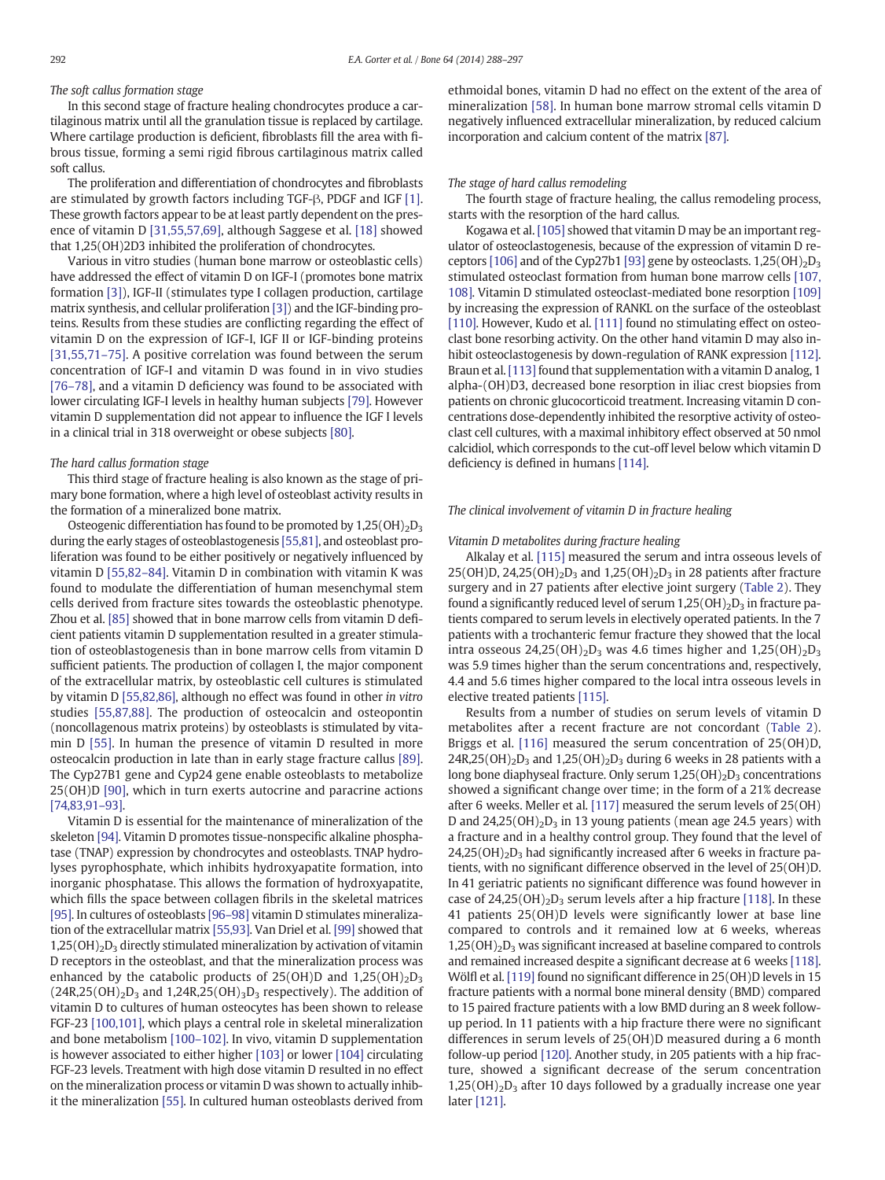*The soft callus formation stage*

In this second stage of fracture healing chondrocytes produce a cartilaginous matrix until all the granulation tissue is replaced by cartilage. Where cartilage production is deficient, fibroblasts fill the area with fibrous tissue, forming a semi rigid fibrous cartilaginous matrix called soft callus.

The proliferation and differentiation of chondrocytes and fibroblasts are stimulated by growth factors including TGF-β, PDGF and IGF [1]. These growth factors appear to be at least partly dependent on the presence of vitamin D [31,55,57,69], although Saggese et al. [18] showed that 1,25(OH)2D3 inhibited the proliferation of chondrocytes.

Various in vitro studies (human bone marrow or osteoblastic cells) have addressed the effect of vitamin D on IGF-I (promotes bone matrix formation [3]), IGF-II (stimulates type I collagen production, cartilage matrix synthesis, and cellular proliferation [3]) and the IGF-binding proteins. Results from these studies are conflicting regarding the effect of vitamin D on the expression of IGF-I, IGF II or IGF-binding proteins [31,55,71–75]. A positive correlation was found between the serum concentration of IGF-I and vitamin D was found in in vivo studies [76–78], and a vitamin D deficiency was found to be associated with lower circulating IGF-I levels in healthy human subjects [79]. However vitamin D supplementation did not appear to influence the IGF I levels in a clinical trial in 318 overweight or obese subjects [80].

*The hard callus formation stage*

This third stage of fracture healing is also known as the stage of primary bone formation, where a high level of osteoblast activity results in the formation of a mineralized bone matrix.

Osteogenic differentiation has found to be promoted by $1,25(OH)_2D_3$ during the early stages of osteoblastogenesis [55,81], and osteoblast proliferation was found to be either positively or negatively influenced by vitamin D [55,82–84]. Vitamin D in combination with vitamin K was found to modulate the differentiation of human mesenchymal stem cells derived from fracture sites towards the osteoblastic phenotype. Zhou et al. [85] showed that in bone marrow cells from vitamin D deficient patients vitamin D supplementation resulted in a greater stimulation of osteoblastogenesis than in bone marrow cells from vitamin D sufficient patients. The production of collagen I, the major component of the extracellular matrix, by osteoblastic cell cultures is stimulated by vitamin D [55,82,86], although no effect was found in other *in vitro* studies [55,87,88]. The production of osteocalcin and osteopontin (noncollagenous matrix proteins) by osteoblasts is stimulated by vitamin D [55]. In human the presence of vitamin D resulted in more osteocalcin production in late than in early stage fracture callus [89]. The Cyp27B1 gene and Cyp24 gene enable osteoblasts to metabolize 25(OH)D [90], which in turn exerts autocrine and paracrine actions [74,83,91–93].

Vitamin D is essential for the maintenance of mineralization of the skeleton [94]. Vitamin D promotes tissue-nonspecific alkaline phosphatase (TNAP) expression by chondrocytes and osteoblasts. TNAP hydrolyses pyrophosphate, which inhibits hydroxyapatite formation, into inorganic phosphatase. This allows the formation of hydroxyapatite, which fills the space between collagen fibrils in the skeletal matrices [95]. In cultures of osteoblasts [96–98] vitamin D stimulates mineralization of the extracellular matrix [55,93]. Van Driel et al. [99] showed that $1,25(OH)_2D_3$ directly stimulated mineralization by activation of vitamin D receptors in the osteoblast, and that the mineralization process was enhanced by the catabolic products of 25(OH)D and $1,25(OH)_2D_3$ ($24R,25(OH)_2D_3$ and $1,24R,25(OH)_3D_3$ respectively). The addition of vitamin D to cultures of human osteocytes has been shown to release FGF-23 [100,101], which plays a central role in skeletal mineralization and bone metabolism [100–102]. In vivo, vitamin D supplementation is however associated to either higher [103] or lower [104] circulating FGF-23 levels. Treatment with high dose vitamin D resulted in no effect on the mineralization process or vitamin D was shown to actually inhibit the mineralization [55]. In cultured human osteoblasts derived from ethmoidal bones, vitamin D had no effect on the extent of the area of mineralization [58]. In human bone marrow stromal cells vitamin D negatively influenced extracellular mineralization, by reduced calcium incorporation and calcium content of the matrix [87].

*The stage of hard callus remodeling*

The fourth stage of fracture healing, the callus remodeling process, starts with the resorption of the hard callus.

Kogawa et al. [105] showed that vitamin D may be an important regulator of osteoclastogenesis, because of the expression of vitamin D receptors [106] and of the Cyp27b1 [93] gene by osteoclasts. $1,25(OH)_2D_3$ stimulated osteoclast formation from human bone marrow cells [107,108]. Vitamin D stimulated osteoclast-mediated bone resorption [109] by increasing the expression of RANKL on the surface of the osteoblast [110]. However, Kudo et al. [111] found no stimulating effect on osteoclast bone resorbing activity. On the other hand vitamin D may also inhibit osteoclastogenesis by down-regulation of RANK expression [112]. Braun et al. [113] found that supplementation with a vitamin D analog, 1 alpha-(OH)D3, decreased bone resorption in iliac crest biopsies from patients on chronic glucocorticoid treatment. Increasing vitamin D concentrations dose-dependently inhibited the resorptive activity of osteoclast cell cultures, with a maximal inhibitory effect observed at 50 nmol calcidiol, which corresponds to the cut-off level below which vitamin D deficiency is defined in humans [114].

## The clinical involvement of vitamin D in fracture healing

*Vitamin D metabolites during fracture healing*

Alkalay et al. [115] measured the serum and intra osseous levels of 25(OH)D, $24,25(OH)_2D_3$ and $1,25(OH)_2D_3$ in 28 patients after fracture surgery and in 27 patients after elective joint surgery (Table 2). They found a significantly reduced level of serum $1,25(OH)_2D_3$ in fracture patients compared to serum levels in electively operated patients. In the 7 patients with a trochanteric femur fracture they showed that the local intra osseous $24,25(OH)_2D_3$ was 4.6 times higher and $1,25(OH)_2D_3$ was 5.9 times higher than the serum concentrations and, respectively, 4.4 and 5.6 times higher compared to the local intra osseous levels in elective treated patients [115].

Results from a number of studies on serum levels of vitamin D metabolites after a recent fracture are not concordant (Table 2). Briggs et al. [116] measured the serum concentration of 25(OH)D, $24R,25(OH)_2D_3$ and $1,25(OH)_2D_3$ during 6 weeks in 28 patients with a long bone diaphyseal fracture. Only serum $1,25(OH)_2D_3$ concentrations showed a significant change over time; in the form of a 21% decrease after 6 weeks. Meller et al. [117] measured the serum levels of 25(OH) D and $24,25(OH)_2D_3$ in 13 young patients (mean age 24.5 years) with a fracture and in a healthy control group. They found that the level of $24,25(OH)_2D_3$ had significantly increased after 6 weeks in fracture patients, with no significant difference observed in the level of 25(OH)D. In 41 geriatric patients no significant difference was found however in case of $24,25(OH)_2D_3$ serum levels after a hip fracture [118]. In these 41 patients 25(OH)D levels were significantly lower at base line compared to controls and it remained low at 6 weeks, whereas $1,25(OH)_2D_3$ was significant increased at baseline compared to controls and remained increased despite a significant decrease at 6 weeks [118]. Wölfl et al. [119] found no significant difference in 25(OH)D levels in 15 fracture patients with a normal bone mineral density (BMD) compared to 15 paired fracture patients with a low BMD during an 8 week follow-up period. In 11 patients with a hip fracture there were no significant differences in serum levels of 25(OH)D measured during a 6 month follow-up period [120]. Another study, in 205 patients with a hip fracture, showed a significant decrease of the serum concentration $1,25(OH)_2D_3$ after 10 days followed by a gradually increase one year later [121].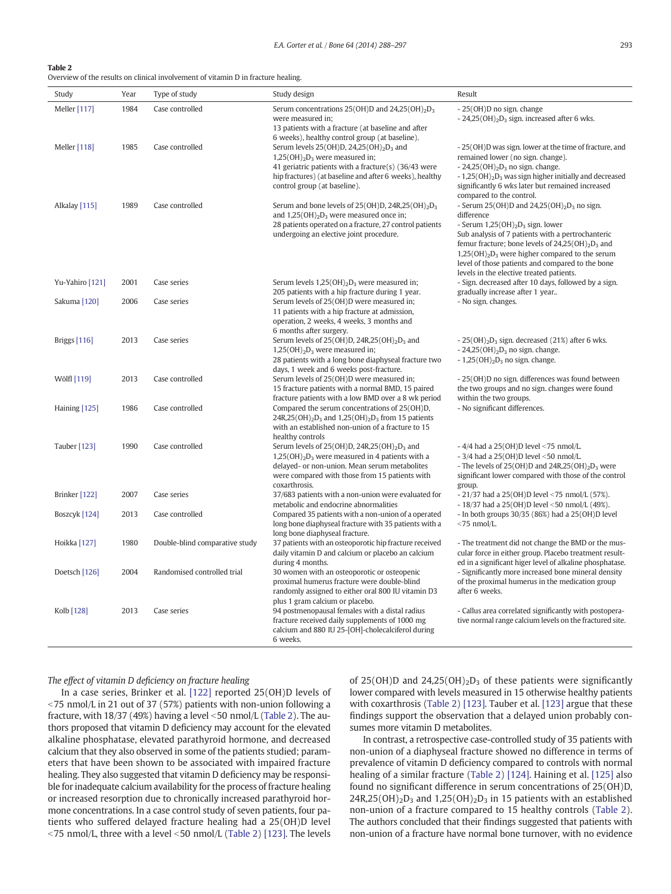**Table 2**
Overview of the results on clinical involvement of vitamin D in fracture healing.

| Study | Year | Type of study | Study design | Result |
|---|---|---|---|---|
| Meller [117] | 1984 | Case controlled | Serum concentrations 25(OH)D and $24,25(OH)_2D_3$ were measured in; 13 patients with a fracture (at baseline and after 6 weeks), healthy control group (at baseline). | - 25(OH)D no sign. change<br>- $24,25(OH)_2D_3$ sign. increased after 6 wks. |
| Meller [118] | 1985 | Case controlled | Serum levels 25(OH)D, $24,25(OH)_2D_3$ and $1,25(OH)_2D_3$ were measured in; 41 geriatric patients with a fracture(s) (36/43 were hip fractures) (at baseline and after 6 weeks), healthy control group (at baseline). | - 25(OH)D was sign. lower at the time of fracture, and remained lower (no sign. change).<br>- $24,25(OH)_2D_3$ no sign. change.<br>- $1,25(OH)_2D_3$ was sign higher initially and decreased significantly 6 wks later but remained increased compared to the control. |
| Alkalay [115] | 1989 | Case controlled | Serum and bone levels of 25(OH)D, $24R,25(OH)_2D_3$ and $1,25(OH)_2D_3$ were measured once in; 28 patients operated on a fracture, 27 control patients undergoing an elective joint procedure. | - Serum 25(OH)D and $24,25(OH)_2D_3$ no sign. difference<br>- Serum $1,25(OH)_2D_3$ sign. lower<br>Sub analysis of 7 patients with a pertrochanteric femur fracture; bone levels of $24,25(OH)_2D_3$ and $1,25(OH)_2D_3$ were higher compared to the serum level of those patients and compared to the bone levels in the elective treated patients. |
| Yu-Yahiro [121] | 2001 | Case series | Serum levels $1,25(OH)_2D_3$ were measured in; 205 patients with a hip fracture during 1 year. | - Sign. decreased after 10 days, followed by a sign. gradually increase after 1 year.. |
| Sakuma [120] | 2006 | Case series | Serum levels of 25(OH)D were measured in; 11 patients with a hip fracture at admission, operation, 2 weeks, 4 weeks, 3 months and 6 months after surgery. | - No sign. changes. |
| Briggs [116] | 2013 | Case series | Serum levels of 25(OH)D, $24R,25(OH)_2D_3$ and $1,25(OH)_2D_3$ were measured in; 28 patients with a long bone diaphyseal fracture two days, 1 week and 6 weeks post-fracture. | - $25(OH)_2D_3$ sign. decreased (21%) after 6 wks.<br>- $24,25(OH)_2D_3$ no sign. change.<br>- $1,25(OH)_2D_3$ no sign. change. |
| Wölfl [119] | 2013 | Case controlled | Serum levels of 25(OH)D were measured in; 15 fracture patients with a normal BMD, 15 paired fracture patients with a low BMD over a 8 wk period | - 25(OH)D no sign. differences was found between the two groups and no sign. changes were found within the two groups. |
| Haining [125] | 1986 | Case controlled | Compared the serum concentrations of 25(OH)D, $24R,25(OH)_2D_3$ and $1,25(OH)_2D_3$ from 15 patients with an established non-union of a fracture to 15 healthy controls | - No significant differences. |
| Tauber [123] | 1990 | Case controlled | Serum levels of 25(OH)D, $24R,25(OH)_2D_3$ and $1,25(OH)_2D_3$ were measured in 4 patients with a delayed- or non-union. Mean serum metabolites were compared with those from 15 patients with coxarthrosis. | - 4/4 had a 25(OH)D level <75 nmol/L.<br>- 3/4 had a 25(OH)D level <50 nmol/L.<br>- The levels of 25(OH)D and $24R,25(OH)_2D_3$ were significant lower compared with those of the control group. |
| Brinker [122] | 2007 | Case series | 37/683 patients with a non-union were evaluated for metabolic and endocrine abnormalities | - 21/37 had a 25(OH)D level <75 nmol/L (57%).<br>- 18/37 had a 25(OH)D level <50 nmol/L (49%). |
| Boszcyk [124] | 2013 | Case controlled | Compared 35 patients with a non-union of a operated long bone diaphyseal fracture with 35 patients with a long bone diaphyseal fracture. | - In both groups 30/35 (86%) had a 25(OH)D level <75 nmol/L. |
| Hoikka [127] | 1980 | Double-blind comparative study | 37 patients with an osteoporotic hip fracture received daily vitamin D and calcium or placebo an calcium during 4 months. | - The treatment did not change the BMD or the muscular force in either group. Placebo treatment resulted in a significant higer level of alkaline phosphatase. |
| Doetsch [126] | 2004 | Randomised controlled trial | 30 women with an osteoporotic or osteopenic proximal humerus fracture were double-blind randomly assigned to either oral 800 IU vitamin D3 plus 1 gram calcium or placebo. | - Significantly more increased bone mineral density of the proximal humerus in the medication group after 6 weeks. |
| Kolb [128] | 2013 | Case series | 94 postmenopausal females with a distal radius fracture received daily supplements of 1000 mg calcium and 880 IU 25-[OH]-cholecalciferol during 6 weeks. | - Callus area correlated significantly with postoperative normal range calcium levels on the fractured site. |

*The effect of vitamin D deficiency on fracture healing*

In a case series, Brinker et al. [122] reported 25(OH)D levels of <75 nmol/L in 21 out of 37 (57%) patients with non-union following a fracture, with 18/37 (49%) having a level <50 nmol/L (Table 2). The authors proposed that vitamin D deficiency may account for the elevated alkaline phosphatase, elevated parathyroid hormone, and decreased calcium that they also observed in some of the patients studied; parameters that have been shown to be associated with impaired fracture healing. They also suggested that vitamin D deficiency may be responsible for inadequate calcium availability for the process of fracture healing or increased resorption due to chronically increased parathyroid hormone concentrations. In a case control study of seven patients, four patients who suffered delayed fracture healing had a 25(OH)D level <75 nmol/L, three with a level <50 nmol/L (Table 2) [123]. The levels of 25(OH)D and $24,25(OH)_2D_3$ of these patients were significantly lower compared with levels measured in 15 otherwise healthy patients with coxarthrosis (Table 2) [123]. Tauber et al. [123] argue that these findings support the observation that a delayed union probably consumes more vitamin D metabolites.

In contrast, a retrospective case-controlled study of 35 patients with non-union of a diaphyseal fracture showed no difference in terms of prevalence of vitamin D deficiency compared to controls with normal healing of a similar fracture (Table 2) [124]. Haining et al. [125] also found no significant difference in serum concentrations of 25(OH)D, $24R,25(OH)_2D_3$ and $1,25(OH)_2D_3$ in 15 patients with an established non-union of a fracture compared to 15 healthy controls (Table 2). The authors concluded that their findings suggested that patients with non-union of a fracture have normal bone turnover, with no evidence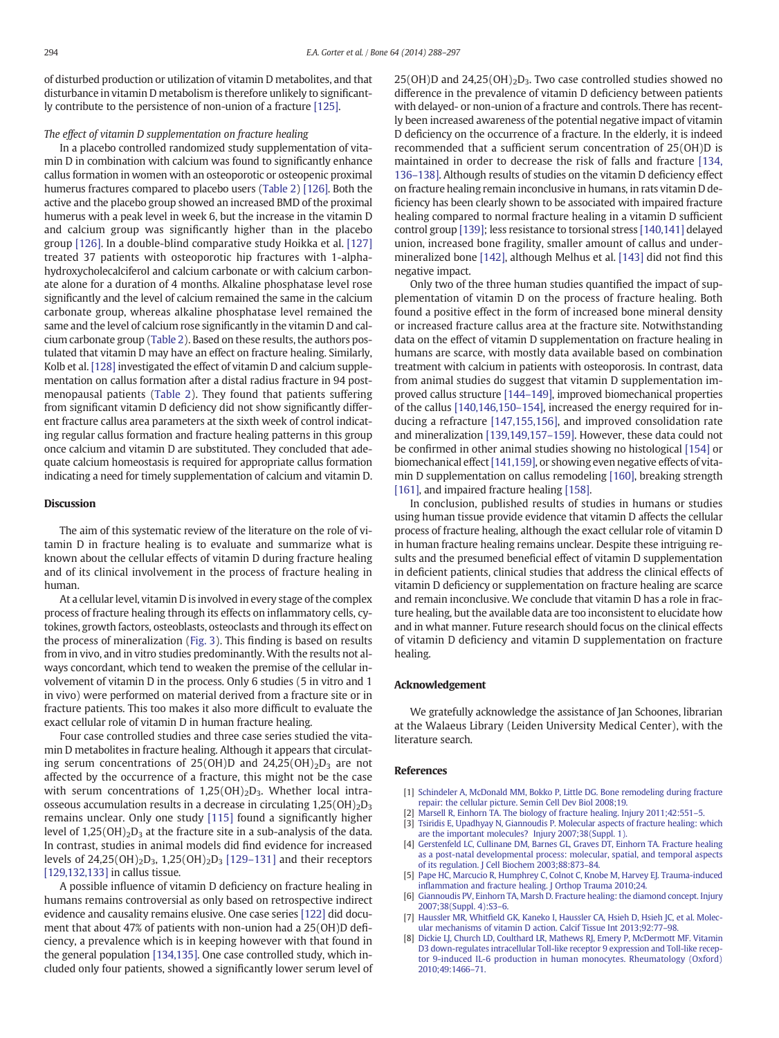of disturbed production or utilization of vitamin D metabolites, and that disturbance in vitamin D metabolism is therefore unlikely to significantly contribute to the persistence of non-union of a fracture [125].

*The effect of vitamin D supplementation on fracture healing*

In a placebo controlled randomized study supplementation of vitamin D in combination with calcium was found to significantly enhance callus formation in women with an osteoporotic or osteopenic proximal humerus fractures compared to placebo users (Table 2) [126]. Both the active and the placebo group showed an increased BMD of the proximal humerus with a peak level in week 6, but the increase in the vitamin D and calcium group was significantly higher than in the placebo group [126]. In a double-blind comparative study Hoikka et al. [127] treated 37 patients with osteoporotic hip fractures with 1-alpha-hydroxycholecalciferol and calcium carbonate or with calcium carbonate alone for a duration of 4 months. Alkaline phosphatase level rose significantly and the level of calcium remained the same in the calcium carbonate group, whereas alkaline phosphatase level remained the same and the level of calcium rose significantly in the vitamin D and calcium carbonate group (Table 2). Based on these results, the authors postulated that vitamin D may have an effect on fracture healing. Similarly, Kolb et al. [128] investigated the effect of vitamin D and calcium supplementation on callus formation after a distal radius fracture in 94 postmenopausal patients (Table 2). They found that patients suffering from significant vitamin D deficiency did not show significantly different fracture callus area parameters at the sixth week of control indicating regular callus formation and fracture healing patterns in this group once calcium and vitamin D are substituted. They concluded that adequate calcium homeostasis is required for appropriate callus formation indicating a need for timely supplementation of calcium and vitamin D.

## Discussion

The aim of this systematic review of the literature on the role of vitamin D in fracture healing is to evaluate and summarize what is known about the cellular effects of vitamin D during fracture healing and of its clinical involvement in the process of fracture healing in human.

At a cellular level, vitamin D is involved in every stage of the complex process of fracture healing through its effects on inflammatory cells, cytokines, growth factors, osteoblasts, osteoclasts and through its effect on the process of mineralization (Fig. 3). This finding is based on results from in vivo, and in vitro studies predominantly. With the results not always concordant, which tend to weaken the premise of the cellular involvement of vitamin D in the process. Only 6 studies (5 in vitro and 1 in vivo) were performed on material derived from a fracture site or in fracture patients. This too makes it also more difficult to evaluate the exact cellular role of vitamin D in human fracture healing.

Four case controlled studies and three case series studied the vitamin D metabolites in fracture healing. Although it appears that circulating serum concentrations of 25(OH)D and $24,25(OH)_2D_3$ are not affected by the occurrence of a fracture, this might not be the case with serum concentrations of $1,25(OH)_2D_3$. Whether local intraosseous accumulation results in a decrease in circulating $1,25(OH)_2D_3$ remains unclear. Only one study [115] found a significantly higher level of $1,25(OH)_2D_3$ at the fracture site in a sub-analysis of the data. In contrast, studies in animal models did find evidence for increased levels of $24,25(OH)_2D_3$, $1,25(OH)_2D_3$ [129–131] and their receptors [129,132,133] in callus tissue.

A possible influence of vitamin D deficiency on fracture healing in humans remains controversial as only based on retrospective indirect evidence and causality remains elusive. One case series [122] did document that about 47% of patients with non-union had a 25(OH)D deficiency, a prevalence which is in keeping however with that found in the general population [134,135]. One case controlled study, which included only four patients, showed a significantly lower serum level of 25(OH)D and $24,25(OH)_2D_3$. Two case controlled studies showed no difference in the prevalence of vitamin D deficiency between patients with delayed- or non-union of a fracture and controls. There has recently been increased awareness of the potential negative impact of vitamin D deficiency on the occurrence of a fracture. In the elderly, it is indeed recommended that a sufficient serum concentration of 25(OH)D is maintained in order to decrease the risk of falls and fracture [134, 136–138]. Although results of studies on the vitamin D deficiency effect on fracture healing remain inconclusive in humans, in rats vitamin D deficiency has been clearly shown to be associated with impaired fracture healing compared to normal fracture healing in a vitamin D sufficient control group [139]; less resistance to torsional stress [140,141] delayed union, increased bone fragility, smaller amount of callus and under-mineralized bone [142], although Melhus et al. [143] did not find this negative impact.

Only two of the three human studies quantified the impact of supplementation of vitamin D on the process of fracture healing. Both found a positive effect in the form of increased bone mineral density or increased fracture callus area at the fracture site. Notwithstanding data on the effect of vitamin D supplementation on fracture healing in humans are scarce, with mostly data available based on combination treatment with calcium in patients with osteoporosis. In contrast, data from animal studies do suggest that vitamin D supplementation improved callus structure [144–149], improved biomechanical properties of the callus [140,146,150–154], increased the energy required for inducing a refracture [147,155,156], and improved consolidation rate and mineralization [139,149,157–159]. However, these data could not be confirmed in other animal studies showing no histological [154] or biomechanical effect [141,159], or showing even negative effects of vitamin D supplementation on callus remodeling [160], breaking strength [161], and impaired fracture healing [158].

In conclusion, published results of studies in humans or studies using human tissue provide evidence that vitamin D affects the cellular process of fracture healing, although the exact cellular role of vitamin D in human fracture healing remains unclear. Despite these intriguing results and the presumed beneficial effect of vitamin D supplementation in deficient patients, clinical studies that address the clinical effects of vitamin D deficiency or supplementation on fracture healing are scarce and remain inconclusive. We conclude that vitamin D has a role in fracture healing, but the available data are too inconsistent to elucidate how and in what manner. Future research should focus on the clinical effects of vitamin D deficiency and vitamin D supplementation on fracture healing.

## Acknowledgement

We gratefully acknowledge the assistance of Jan Schoones, librarian at the Walaeus Library (Leiden University Medical Center), with the literature search.

## References

[1] Schindeler A, McDonald MM, Bokko P, Little DG. Bone remodeling during fracture repair: the cellular picture. Semin Cell Dev Biol 2008;19.
[2] Marsell R, Einhorn TA. The biology of fracture healing. Injury 2011;42:551–5.
[3] Tsiridis E, Upadhyay N, Giannoudis P. Molecular aspects of fracture healing: which are the important molecules? Injury 2007;38(Suppl. 1).
[4] Gerstenfeld LC, Cullinane DM, Barnes GL, Graves DT, Einhorn TA. Fracture healing as a post-natal developmental process: molecular, spatial, and temporal aspects of its regulation. J Cell Biochem 2003;88:873–84.
[5] Pape HC, Marcucio R, Humphrey C, Colnot C, Knobe M, Harvey EJ. Trauma-induced inflammation and fracture healing. J Orthop Trauma 2010;24.
[6] Giannoudis PV, Einhorn TA, Marsh D. Fracture healing: the diamond concept. Injury 2007;38(Suppl. 4):S3–6.
[7] Haussler MR, Whitfield GK, Kaneko I, Haussler CA, Hsieh D, Hsieh JC, et al. Molecular mechanisms of vitamin D action. Calcif Tissue Int 2013;92:77–98.
[8] Dickie LJ, Church LD, Coulthard LR, Mathews RJ, Emery P, McDermott MF. Vitamin D3 down-regulates intracellular Toll-like receptor 9 expression and Toll-like receptor 9-induced IL-6 production in human monocytes. Rheumatology (Oxford) 2010;49:1466–71.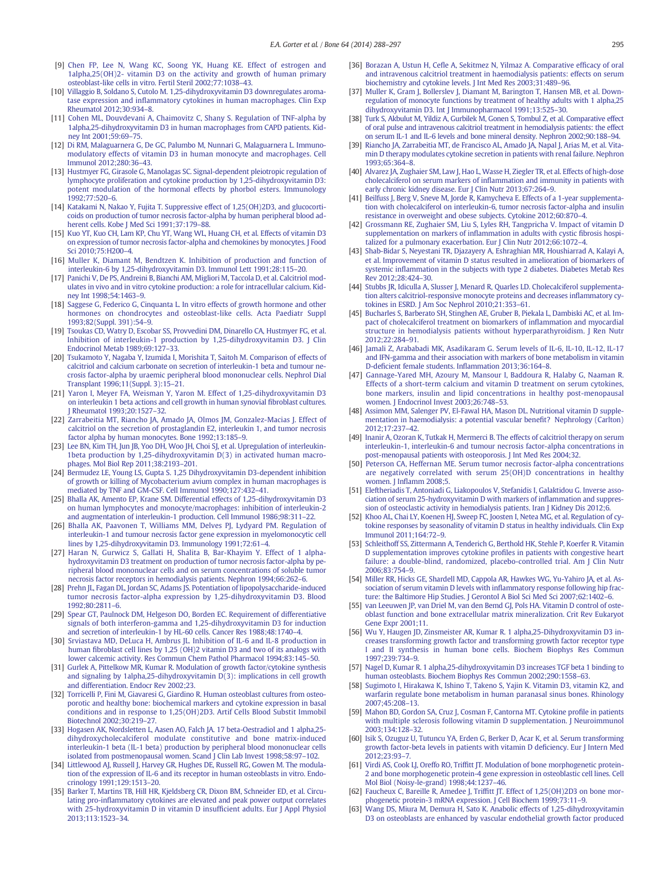[9] Chen FP, Lee N, Wang KC, Soong YK, Huang KE. Effect of estrogen and 1alpha,25(OH)2- vitamin D3 on the activity and growth of human primary osteoblast-like cells in vitro. Fertil Steril 2002;77:1038–43.

[10] Villaggio B, Soldano S, Cutolo M. 1,25-dihydroxyvitamin D3 downregulates aromatase expression and inflammatory cytokines in human macrophages. Clin Exp Rheumatol 2012;30:934–8.

[11] Cohen ML, Douvdevani A, Chaimovitz C, Shany S. Regulation of TNF-alpha by 1alpha,25-dihydroxyvitamin D3 in human macrophages from CAPD patients. Kidney Int 2001;59:69–75.

[12] Di RM, Malaguarnera G, De GC, Palumbo M, Nunnari G, Malaguarnera L. Immunomodulatory effects of vitamin D3 in human monocyte and macrophages. Cell Immunol 2012;280:36–43.

[13] Hustmyer FG, Girasole G, Manolagas SC. Signal-dependent pleiotropic regulation of lymphocyte proliferation and cytokine production by 1,25-dihydroxyvitamin D3: potent modulation of the hormonal effects by phorbol esters. Immunology 1992;77:520–6.

[14] Katakami N, Nakao Y, Fujita T. Suppressive effect of 1,25(OH)2D3, and glucocorticoids on production of tumor necrosis factor-alpha by human peripheral blood adherent cells. Kobe J Med Sci 1991;37:179–88.

[15] Kuo YT, Kuo CH, Lam KP, Chu YT, Wang WL, Huang CH, et al. Effects of vitamin D3 on expression of tumor necrosis factor-alpha and chemokines by monocytes. J Food Sci 2010;75:H200–4.

[16] Muller K, Diamant M, Bendtzen K. Inhibition of production and function of interleukin-6 by 1,25-dihydroxyvitamin D3. Immunol Lett 1991;28:115–20.

[17] Panichi V, De PS, Andreini B, Bianchi AM, Migliori M, Taccola D, et al. Calcitriol modulates in vivo and in vitro cytokine production: a role for intracellular calcium. Kidney Int 1998;54:1463–9.

[18] Saggese G, Federico G, Cinquanta L. In vitro effects of growth hormone and other hormones on chondrocytes and osteoblast-like cells. Acta Paediatr Suppl 1993;82(Suppl. 391):54–9.

[19] Tsoukas CD, Watry D, Escobar SS, Provvedini DM, Dinarello CA, Hustmyer FG, et al. Inhibition of interleukin-1 production by 1,25-dihydroxyvitamin D3. J Clin Endocrinol Metab 1989;69:127–33.

[20] Tsukamoto Y, Nagaba Y, Izumida I, Morishita T, Saitoh M. Comparison of effects of calcitriol and calcium carbonate on secretion of interleukin-1 beta and tumour necrosis factor-alpha by uraemic peripheral blood mononuclear cells. Nephrol Dial Transplant 1996;11(Suppl. 3):15–21.

[21] Yaron I, Meyer FA, Weisman Y, Yaron M. Effect of 1,25-dihydroxyvitamin D3 on interleukin 1 beta actions and cell growth in human synovial fibroblast cultures. J Rheumatol 1993;20:1527–32.

[22] Zarrabeitia MT, Riancho JA, Amado JA, Olmos JM, Gonzalez-Macias J. Effect of calcitriol on the secretion of prostaglandin E2, interleukin 1, and tumor necrosis factor alpha by human monocytes. Bone 1992;13:185–9.

[23] Lee BN, Kim TH, Jun JB, Yoo DH, Woo JH, Choi SJ, et al. Upregulation of interleukin-1beta production by 1,25-dihydroxyvitamin D(3) in activated human macrophages. Mol Biol Rep 2011;38:2193–201.

[24] Bermudez LE, Young LS, Gupta S. 1,25 Dihydroxyvitamin D3-dependent inhibition of growth or killing of Mycobacterium avium complex in human macrophages is mediated by TNF and GM-CSF. Cell Immunol 1990;127:432–41.

[25] Bhalla AK, Amento EP, Krane SM. Differential effects of 1,25-dihydroxyvitamin D3 on human lymphocytes and monocyte/macrophages: inhibition of interleukin-2 and augmentation of interleukin-1 production. Cell Immunol 1986;98:311–22.

[26] Bhalla AK, Paavonen T, Williams MM, Delves PJ, Lydyard PM. Regulation of interleukin-1 and tumour necrosis factor gene expression in myelomonocytic cell lines by 1,25-dihydroxyvitamin D3. Immunology 1991;72:61–4.

[27] Haran N, Gurwicz S, Gallati H, Shalita B, Bar-Khayim Y. Effect of 1 alpha-hydroxyvitamin D3 treatment on production of tumor necrosis factor-alpha by peripheral blood mononuclear cells and on serum concentrations of soluble tumor necrosis factor receptors in hemodialysis patients. Nephron 1994;66:262–6.

[28] Prehn JL, Fagan DL, Jordan SC, Adams JS. Potentiation of lipopolysaccharide-induced tumor necrosis factor-alpha expression by 1,25-dihydroxyvitamin D3. Blood 1992;80:2811–6.

[29] Spear GT, Paulnock DM, Helgeson DO, Borden EC. Requirement of differentiative signals of both interferon-gamma and 1,25-dihydroxyvitamin D3 for induction and secretion of interleukin-1 by HL-60 cells. Cancer Res 1988;48:1740–4.

[30] Srviastava MD, DeLuca H, Ambrus JL. Inhibition of IL-6 and IL-8 production in human fibroblast cell lines by 1,25 (OH)2 vitamin D3 and two of its analogs with lower calcemic activity. Res Commun Chem Pathol Pharmacol 1994;83:145–50.

[31] Gurlek A, Pittelkow MR, Kumar R. Modulation of growth factor/cytokine synthesis and signaling by 1alpha,25-dihydroxyvitamin D(3): implications in cell growth and differentiation. Endocr Rev 2002;23.

[32] Torricelli P, Fini M, Giavaresi G, Giardino R. Human osteoblast cultures from osteoporotic and healthy bone: biochemical markers and cytokine expression in basal conditions and in response to 1,25(OH)2D3. Artif Cells Blood Substit Immobil Biotechnol 2002;30:219–27.

[33] Hogasen AK, Nordsletten L, Aasen AO, Falch JA. 17 beta-Oestradiol and 1 alpha,25-dihydroxycholecalciferol modulate constitutive and bone matrix-induced interleukin-1 beta (IL-1 beta) production by peripheral blood mononuclear cells isolated from postmenopausal women. Scand J Clin Lab Invest 1998;58:97–102.

[34] Littlewood AJ, Russell J, Harvey GR, Hughes DE, Russell RG, Gowen M. The modulation of the expression of IL-6 and its receptor in human osteoblasts in vitro. Endocrinology 1991;129:1513–20.

[35] Barker T, Martins TB, Hill HR, Kjeldsberg CR, Dixon BM, Schneider ED, et al. Circulating pro-inflammatory cytokines are elevated and peak power output correlates with 25-hydroxyvitamin D in vitamin D insufficient adults. Eur J Appl Physiol 2013;113:1523–34.

[36] Borazan A, Ustun H, Cefle A, Sekitmez N, Yilmaz A. Comparative efficacy of oral and intravenous calcitriol treatment in haemodialysis patients: effects on serum biochemistry and cytokine levels. J Int Med Res 2003;31:489–96.

[37] Muller K, Gram J, Bollerslev J, Diamant M, Barington T, Hansen MB, et al. Down-regulation of monocyte functions by treatment of healthy adults with 1 alpha,25 dihydroxyvitamin D3. Int J Immunopharmacol 1991;13:525–30.

[38] Turk S, Akbulut M, Yildiz A, Gurbilek M, Gonen S, Tombul Z, et al. Comparative effect of oral pulse and intravenous calcitriol treatment in hemodialysis patients: the effect on serum IL-1 and IL-6 levels and bone mineral density. Nephron 2002;90:188–94.

[39] Riancho JA, Zarrabeitia MT, de Francisco AL, Amado JA, Napal J, Arias M, et al. Vitamin D therapy modulates cytokine secretion in patients with renal failure. Nephron 1993;65:364–8.

[40] Alvarez JA, Zughaier SM, Law J, Hao L, Wasse H, Ziegler TR, et al. Effects of high-dose cholecalciferol on serum markers of inflammation and immunity in patients with early chronic kidney disease. Eur J Clin Nutr 2013;67:264–9.

[41] Beilfuss J, Berg V, Sneve M, Jorde R, Kamycheva E. Effects of a 1-year supplementation with cholecalciferol on interleukin-6, tumor necrosis factor-alpha and insulin resistance in overweight and obese subjects. Cytokine 2012;60:870–4.

[42] Grossmann RE, Zughaier SM, Liu S, Lyles RH, Tangpricha V. Impact of vitamin D supplementation on markers of inflammation in adults with cystic fibrosis hospitalized for a pulmonary exacerbation. Eur J Clin Nutr 2012;66:1072–4.

[43] Shab-Bidar S, Neyestani TR, Djazayery A, Eshraghian MR, Houshiarrad A, Kalayi A, et al. Improvement of vitamin D status resulted in amelioration of biomarkers of systemic inflammation in the subjects with type 2 diabetes. Diabetes Metab Res Rev 2012;28:424–30.

[44] Stubbs JR, Idiculla A, Slusser J, Menard R, Quarles LD. Cholecalciferol supplementation alters calcitriol-responsive monocyte proteins and decreases inflammatory cytokines in ESRD. J Am Soc Nephrol 2010;21:353–61.

[45] Bucharles S, Barberato SH, Stinghen AE, Gruber B, Piekala L, Dambiski AC, et al. Impact of cholecalciferol treatment on biomarkers of inflammation and myocardial structure in hemodialysis patients without hyperparathyroidism. J Ren Nutr 2012;22:284–91.

[46] Jamali Z, Arababadi MK, Asadikaram G. Serum levels of IL-6, IL-10, IL-12, IL-17 and IFN-gamma and their association with markers of bone metabolism in vitamin D-deficient female students. Inflammation 2013;36:164–8.

[47] Gannage-Yared MH, Azoury M, Mansour I, Baddoura R, Halaby G, Naaman R. Effects of a short-term calcium and vitamin D treatment on serum cytokines, bone markers, insulin and lipid concentrations in healthy post-menopausal women. J Endocrinol Invest 2003;26:748–53.

[48] Assimon MM, Salenger PV, El-Fawal HA, Mason DL. Nutritional vitamin D supplementation in haemodialysis: a potential vascular benefit? Nephrology (Carlton) 2012;17:237–42.

[49] Inanir A, Ozoran K, Tutkak H, Mermerci B. The effects of calcitriol therapy on serum interleukin-1, interleukin-6 and tumour necrosis factor-alpha concentrations in post-menopausal patients with osteoporosis. J Int Med Res 2004;32.

[50] Peterson CA, Heffernan ME. Serum tumor necrosis factor-alpha concentrations are negatively correlated with serum 25(OH)D concentrations in healthy women. J Inflamm 2008;5.

[51] Eleftheriadis T, Antoniadi G, Liakopoulos V, Stefanidis I, Galaktidou G. Inverse association of serum 25-hydroxyvitamin D with markers of inflammation and suppression of osteoclastic activity in hemodialysis patients. Iran J Kidney Dis 2012;6.

[52] Khoo AL, Chai LY, Koenen HJ, Sweep FC, Joosten I, Netea MG, et al. Regulation of cytokine responses by seasonality of vitamin D status in healthy individuals. Clin Exp Immunol 2011;164:72–9.

[53] Schleithoff SS, Zittermann A, Tenderich G, Berthold HK, Stehle P, Koerfer R. Vitamin D supplementation improves cytokine profiles in patients with congestive heart failure: a double-blind, randomized, placebo-controlled trial. Am J Clin Nutr 2006;83:754–9.

[54] Miller RR, Hicks GE, Shardell MD, Cappola AR, Hawkes WG, Yu-Yahiro JA, et al. Association of serum vitamin D levels with inflammatory response following hip fracture: the Baltimore Hip Studies. J Gerontol A Biol Sci Med Sci 2007;62:1402–6.

[55] van Leeuwen JP, van Driel M, van den Bemd GJ, Pols HA. Vitamin D control of osteoblast function and bone extracellular matrix mineralization. Crit Rev Eukaryot Gene Expr 2001;11.

[56] Wu Y, Haugen JD, Zinsmeister AR, Kumar R. 1 alpha,25-Dihydroxyvitamin D3 increases transforming growth factor and transforming growth factor receptor type I and II synthesis in human bone cells. Biochem Biophys Res Commun 1997;239:734–9.

[57] Nagel D, Kumar R. 1 alpha,25-dihydroxyvitamin D3 increases TGF beta 1 binding to human osteoblasts. Biochem Biophys Res Commun 2002;290:1558–63.

[58] Sugimoto I, Hirakawa K, Ishino T, Takeno S, Yajin K. Vitamin D3, vitamin K2, and warfarin regulate bone metabolism in human paranasal sinus bones. Rhinology 2007;45:208–13.

[59] Mahon BD, Gordon SA, Cruz J, Cosman F, Cantorna MT. Cytokine profile in patients with multiple sclerosis following vitamin D supplementation. J Neuroimmunol 2003;134:128–32.

[60] Isik S, Ozuguz U, Tutuncu YA, Erden G, Berker D, Acar K, et al. Serum transforming growth factor-beta levels in patients with vitamin D deficiency. Eur J Intern Med 2012;23:93–7.

[61] Virdi AS, Cook LJ, Oreffo RO, Triffitt JT. Modulation of bone morphogenetic protein-2 and bone morphogenetic protein-4 gene expression in osteoblastic cell lines. Cell Mol Biol (Noisy-le-grand) 1998;44:1237–46.

[62] Faucheux C, Bareille R, Amedee J, Triffitt JT. Effect of 1,25(OH)2D3 on bone morphogenetic protein-3 mRNA expression. J Cell Biochem 1999;73:11–9.

[63] Wang DS, Miura M, Demura H, Sato K. Anabolic effects of 1,25-dihydroxyvitamin D3 on osteoblasts are enhanced by vascular endothelial growth factor produced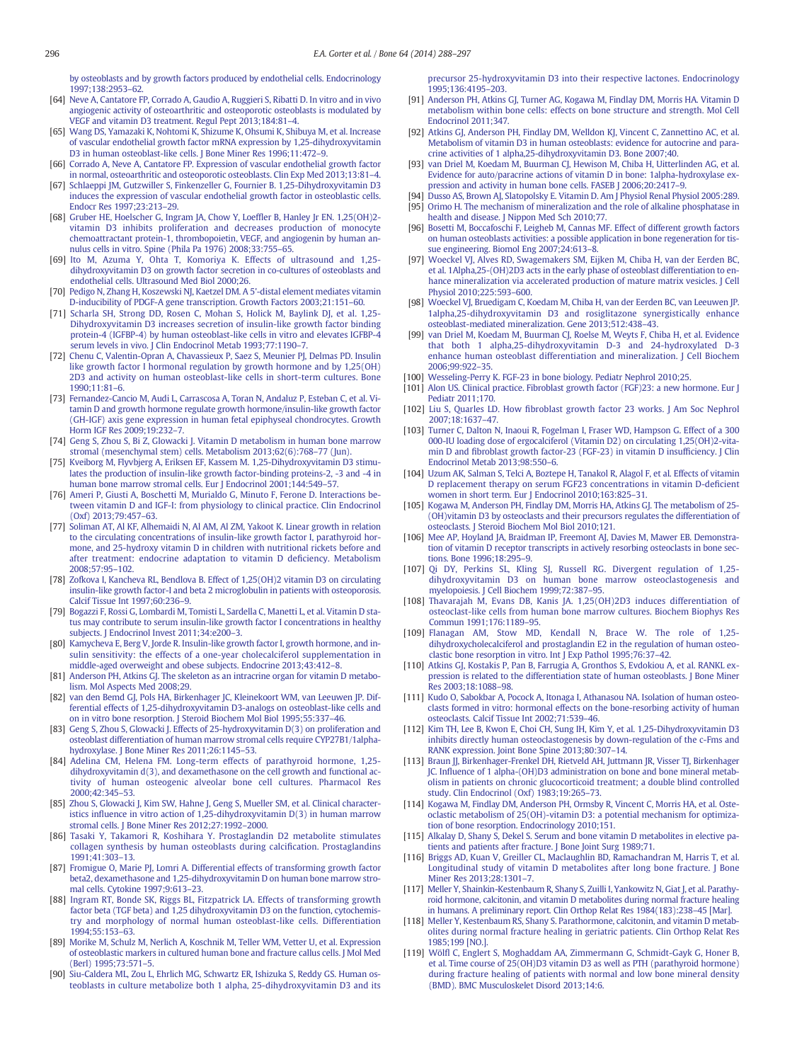by osteoblasts and by growth factors produced by endothelial cells. Endocrinology 1997;138:2953–62.

[64] Neve A, Cantatore FP, Corrado A, Gaudio A, Ruggieri S, Ribatti D. In vitro and in vivo angiogenic activity of osteoarthritic and osteoporotic osteoblasts is modulated by VEGF and vitamin D3 treatment. Regul Pept 2013;184:81–4.

[65] Wang DS, Yamazaki K, Nohtomi K, Shizume K, Ohsumi K, Shibuya M, et al. Increase of vascular endothelial growth factor mRNA expression by 1,25-dihydroxyvitamin D3 in human osteoblast-like cells. J Bone Miner Res 1996;11:472–9.

[66] Corrado A, Neve A, Cantatore FP. Expression of vascular endothelial growth factor in normal, osteoarthritic and osteoporotic osteoblasts. Clin Exp Med 2013;13:81–4.

[67] Schlaeppi JM, Gutzwiller S, Finkenzeller G, Fournier B. 1,25-Dihydroxyvitamin D3 induces the expression of vascular endothelial growth factor in osteoblastic cells. Endocr Res 1997;23:213–29.

[68] Gruber HE, Hoelscher G, Ingram JA, Chow Y, Loeffler B, Hanley Jr EN. 1,25(OH)2-vitamin D3 inhibits proliferation and decreases production of monocyte chemoattractant protein-1, thrombopoietin, VEGF, and angiogenin by human annulus cells in vitro. Spine (Phila Pa 1976) 2008;33:755–65.

[69] Ito M, Azuma Y, Ohta T, Komoriya K. Effects of ultrasound and 1,25-dihydroxyvitamin D3 on growth factor secretion in co-cultures of osteoblasts and endothelial cells. Ultrasound Med Biol 2000;26.

[70] Pedigo N, Zhang H, Koszewski NJ, Kaetzel DM. A 5'-distal element mediates vitamin D-inducibility of PDGF-A gene transcription. Growth Factors 2003;21:151–60.

[71] Scharla SH, Strong DD, Rosen C, Mohan S, Holick M, Baylink DJ, et al. 1,25-Dihydroxyvitamin D3 increases secretion of insulin-like growth factor binding protein-4 (IGFBP-4) by human osteoblast-like cells in vitro and elevates IGFBP-4 serum levels in vivo. J Clin Endocrinol Metab 1993;77:1190–7.

[72] Chenu C, Valentin-Opran A, Chavassieux P, Saez S, Meunier PJ, Delmas PD. Insulin like growth factor I hormonal regulation by growth hormone and by 1,25(OH)2D3 and activity on human osteoblast-like cells in short-term cultures. Bone 1990;11:81–6.

[73] Fernandez-Cancio M, Audi L, Carrascosa A, Toran N, Andaluz P, Esteban C, et al. Vitamin D and growth hormone regulate growth hormone/insulin-like growth factor (GH-IGF) axis gene expression in human fetal epiphyseal chondrocytes. Growth Horm IGF Res 2009;19:232–7.

[74] Geng S, Zhou S, Bi Z, Glowacki J. Vitamin D metabolism in human bone marrow stromal (mesenchymal stem) cells. Metabolism 2013;62(6):768–77 (Jun).

[75] Kveiborg M, Flyvbjerg A, Eriksen EF, Kassem M. 1,25-Dihydroxyvitamin D3 stimulates the production of insulin-like growth factor-binding proteins-2, -3 and -4 in human bone marrow stromal cells. Eur J Endocrinol 2001;144:549–57.

[76] Ameri P, Giusti A, Boschetti M, Murialdo G, Minuto F, Ferone D. Interactions between vitamin D and IGF-I: from physiology to clinical practice. Clin Endocrinol (Oxf) 2013;79:457–63.

[77] Soliman AT, Al KF, Alhemaidi N, Al AM, Al ZM, Yakoot K. Linear growth in relation to the circulating concentrations of insulin-like growth factor I, parathyroid hormone, and 25-hydroxy vitamin D in children with nutritional rickets before and after treatment: endocrine adaptation to vitamin D deficiency. Metabolism 2008;57:95–102.

[78] Zofkova I, Kancheva RL, Bendlova B. Effect of 1,25(OH)2 vitamin D3 on circulating insulin-like growth factor-I and beta 2 microglobulin in patients with osteoporosis. Calcif Tissue Int 1997;60:236–9.

[79] Bogazzi F, Rossi G, Lombardi M, Tomisti L, Sardella C, Manetti L, et al. Vitamin D status may contribute to serum insulin-like growth factor I concentrations in healthy subjects. J Endocrinol Invest 2011;34:e200–3.

[80] Kamycheva E, Berg V, Jorde R. Insulin-like growth factor I, growth hormone, and insulin sensitivity: the effects of a one-year cholecalciferol supplementation in middle-aged overweight and obese subjects. Endocrine 2013;43:412–8.

[81] Anderson PH, Atkins GJ. The skeleton as an intracrine organ for vitamin D metabolism. Mol Aspects Med 2008;29.

[82] van den Bemd GJ, Pols HA, Birkenhager JC, Kleinekoort WM, van Leeuwen JP. Differential effects of 1,25-dihydroxyvitamin D3-analogs on osteoblast-like cells and on in vitro bone resorption. J Steroid Biochem Mol Biol 1995;55:337–46.

[83] Geng S, Zhou S, Glowacki J. Effects of 25-hydroxyvitamin D(3) on proliferation and osteoblast differentiation of human marrow stromal cells require CYP27B1/1alpha-hydroxylase. J Bone Miner Res 2011;26:1145–53.

[84] Adelina CM, Helena FM. Long-term effects of parathyroid hormone, 1,25-dihydroxyvitamin d(3), and dexamethasone on the cell growth and functional activity of human osteogenic alveolar bone cell cultures. Pharmacol Res 2000;42:345–53.

[85] Zhou S, Glowacki J, Kim SW, Hahne J, Geng S, Mueller SM, et al. Clinical characteristics influence in vitro action of 1,25-dihydroxyvitamin D(3) in human marrow stromal cells. J Bone Miner Res 2012;27:1992–2000.

[86] Tasaki Y, Takamori R, Koshihara Y. Prostaglandin D2 metabolite stimulates collagen synthesis by human osteoblasts during calcification. Prostaglandins 1991;41:303–13.

[87] Fromigue O, Marie PJ, Lomri A. Differential effects of transforming growth factor beta2, dexamethasone and 1,25-dihydroxyvitamin D on human bone marrow stromal cells. Cytokine 1997;9:613–23.

[88] Ingram RT, Bonde SK, Riggs BL, Fitzpatrick LA. Effects of transforming growth factor beta (TGF beta) and 1,25 dihydroxyvitamin D3 on the function, cytochemistry and morphology of normal human osteoblast-like cells. Differentiation 1994;55:153–63.

[89] Morike M, Schulz M, Nerlich A, Koschnik M, Teller WM, Vetter U, et al. Expression of osteoblastic markers in cultured human bone and fracture callus cells. J Mol Med (Berl) 1995;73:571–5.

[90] Siu-Caldera ML, Zou L, Ehrlich MG, Schwartz ER, Ishizuka S, Reddy GS. Human osteoblasts in culture metabolize both 1 alpha, 25-dihydroxyvitamin D3 and its precursor 25-hydroxyvitamin D3 into their respective lactones. Endocrinology 1995;136:4195–203.

[91] Anderson PH, Atkins GJ, Turner AG, Kogawa M, Findlay DM, Morris HA. Vitamin D metabolism within bone cells: effects on bone structure and strength. Mol Cell Endocrinol 2011;347.

[92] Atkins GJ, Anderson PH, Findlay DM, Welldon KJ, Vincent C, Zannettino AC, et al. Metabolism of vitamin D3 in human osteoblasts: evidence for autocrine and paracrine activities of 1 alpha,25-dihydroxyvitamin D3. Bone 2007;40.

[93] van Driel M, Koedam M, Buurman CJ, Hewison M, Chiba H, Uitterlinden AG, et al. Evidence for auto/paracrine actions of vitamin D in bone: 1alpha-hydroxylase expression and activity in human bone cells. FASEB J 2006;20:2417–9.

[94] Dusso AS, Brown AJ, Slatopolsky E. Vitamin D. Am J Physiol Renal Physiol 2005:289.

[95] Orimo H. The mechanism of mineralization and the role of alkaline phosphatase in health and disease. J Nippon Med Sch 2010;77.

[96] Bosetti M, Boccafoschi F, Leigheb M, Cannas MF. Effect of different growth factors on human osteoblasts activities: a possible application in bone regeneration for tissue engineering. Biomol Eng 2007;24:613–8.

[97] Woeckel VJ, Alves RD, Swagemakers SM, Eijken M, Chiba H, van der Eerden BC, et al. 1Alpha,25-(OH)2D3 acts in the early phase of osteoblast differentiation to enhance mineralization via accelerated production of mature matrix vesicles. J Cell Physiol 2010;225:593–600.

[98] Woeckel VJ, Bruedigam C, Koedam M, Chiba H, van der Eerden BC, van Leeuwen JP. 1alpha,25-dihydroxyvitamin D3 and rosiglitazone synergistically enhance osteoblast-mediated mineralization. Gene 2013;512:438–43.

[99] van Driel M, Koedam M, Buurman CJ, Roelse M, Weyts F, Chiba H, et al. Evidence that both 1 alpha,25-dihydroxyvitamin D-3 and 24-hydroxylated D-3 enhance human osteoblast differentiation and mineralization. J Cell Biochem 2006;99:922–35.

[100] Wesseling-Perry K. FGF-23 in bone biology. Pediatr Nephrol 2010;25.

[101] Alon US. Clinical practice. Fibroblast growth factor (FGF)23: a new hormone. Eur J Pediatr 2011;170.

[102] Liu S, Quarles LD. How fibroblast growth factor 23 works. J Am Soc Nephrol 2007;18:1637–47.

[103] Turner C, Dalton N, Inaoui R, Fogelman I, Fraser WD, Hampson G. Effect of a 300 000-IU loading dose of ergocalciferol (Vitamin D2) on circulating 1,25(OH)2-vitamin D and fibroblast growth factor-23 (FGF-23) in vitamin D insufficiency. J Clin Endocrinol Metab 2013;98:550–6.

[104] Uzum AK, Salman S, Telci A, Boztepe H, Tanakol R, Alagol F, et al. Effects of vitamin D replacement therapy on serum FGF23 concentrations in vitamin D-deficient women in short term. Eur J Endocrinol 2010;163:825–31.

[105] Kogawa M, Anderson PH, Findlay DM, Morris HA, Atkins GJ. The metabolism of 25-(OH)vitamin D3 by osteoclasts and their precursors regulates the differentiation of osteoclasts. J Steroid Biochem Mol Biol 2010;121.

[106] Mee AP, Hoyland JA, Braidman IP, Freemont AJ, Davies M, Mawer EB. Demonstration of vitamin D receptor transcripts in actively resorbing osteoclasts in bone sections. Bone 1996;18:295–9.

[107] Qi DY, Perkins SL, Kling SJ, Russell RG. Divergent regulation of 1,25-dihydroxyvitamin D3 on human bone marrow osteoclastogenesis and myelopoiesis. J Cell Biochem 1999;72:387–95.

[108] Thavarajah M, Evans DB, Kanis JA. 1,25(OH)2D3 induces differentiation of osteoclast-like cells from human bone marrow cultures. Biochem Biophys Res Commun 1991;176:1189–95.

[109] Flanagan AM, Stow MD, Kendall N, Brace W. The role of 1,25-dihydroxycholecalciferol and prostaglandin E2 in the regulation of human osteoclastic bone resorption in vitro. Int J Exp Pathol 1995;76:37–42.

[110] Atkins GJ, Kostakis P, Pan B, Farrugia A, Gronthos S, Evdokiou A, et al. RANKL expression is related to the differentiation state of human osteoblasts. J Bone Miner Res 2003;18:1088–98.

[111] Kudo O, Sabokbar A, Pocock A, Itonaga I, Athanasou NA. Isolation of human osteoclasts formed in vitro: hormonal effects on the bone-resorbing activity of human osteoclasts. Calcif Tissue Int 2002;71:539–46.

[112] Kim TH, Lee B, Kwon E, Choi CH, Sung IH, Kim Y, et al. 1,25-Dihydroxyvitamin D3 inhibits directly human osteoclastogenesis by down-regulation of the c-Fms and RANK expression. Joint Bone Spine 2013;80:307–14.

[113] Braun JJ, Birkenhager-Frenkel DH, Rietveld AH, Juttmann JR, Visser TJ, Birkenhager JC. Influence of 1 alpha-(OH)D3 administration on bone and bone mineral metabolism in patients on chronic glucocorticoid treatment; a double blind controlled study. Clin Endocrinol (Oxf) 1983;19:265–73.

[114] Kogawa M, Findlay DM, Anderson PH, Ormsby R, Vincent C, Morris HA, et al. Osteoclastic metabolism of 25(OH)-vitamin D3: a potential mechanism for optimization of bone resorption. Endocrinology 2010;151.

[115] Alkalay D, Shany S, Dekel S. Serum and bone vitamin D metabolites in elective patients and patients after fracture. J Bone Joint Surg 1989;71.

[116] Briggs AD, Kuan V, Greiller CL, Maclaughlin BD, Ramachandran M, Harris T, et al. Longitudinal study of vitamin D metabolites after long bone fracture. J Bone Miner Res 2013;28:1301–7.

[117] Meller Y, Shainkin-Kestenbaum R, Shany S, Zuilli I, Yankowitz N, Giat J, et al. Parathyroid hormone, calcitonin, and vitamin D metabolites during normal fracture healing in humans. A preliminary report. Clin Orthop Relat Res 1984(183):238–45 [Mar].

[118] Meller Y, Kestenbaum RS, Shany S. Parathormone, calcitonin, and vitamin D metabolites during normal fracture healing in geriatric patients. Clin Orthop Relat Res 1985;199 [NO.].

[119] Wölfl C, Englert S, Moghaddam AA, Zimmermann G, Schmidt-Gayk G, Honer B, et al. Time course of 25(OH)D3 vitamin D3 as well as PTH (parathyroid hormone) during fracture healing of patients with normal and low bone mineral density (BMD). BMC Musculoskelet Disord 2013;14:6.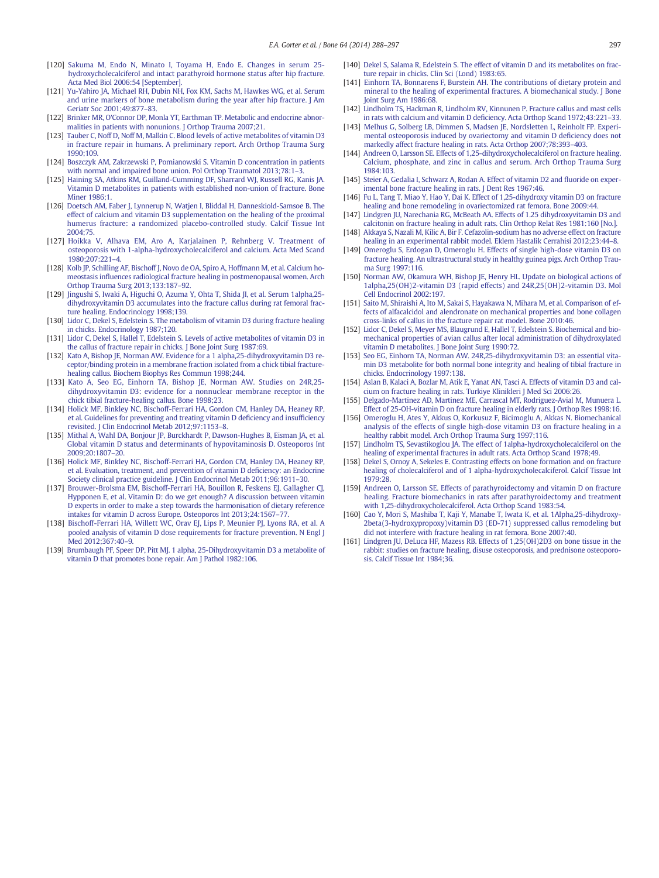[120] Sakuma M, Endo N, Minato I, Toyama H, Endo E. Changes in serum 25-hydroxycholecalciferol and intact parathyroid hormone status after hip fracture. Acta Med Biol 2006:54 [September].

[121] Yu-Yahiro JA, Michael RH, Dubin NH, Fox KM, Sachs M, Hawkes WG, et al. Serum and urine markers of bone metabolism during the year after hip fracture. J Am Geriatr Soc 2001;49:877–83.

[122] Brinker MR, O'Connor DP, Monla YT, Earthman TP. Metabolic and endocrine abnormalities in patients with nonunions. J Orthop Trauma 2007;21.

[123] Tauber C, Noff D, Noff M, Malkin C. Blood levels of active metabolites of vitamin D3 in fracture repair in humans. A preliminary report. Arch Orthop Trauma Surg 1990;109.

[124] Boszczyk AM, Zakrzewski P, Pomianowski S. Vitamin D concentration in patients with normal and impaired bone union. Pol Orthop Traumatol 2013;78:1–3.

[125] Haining SA, Atkins RM, Guilland-Cumming DF, Sharrard WJ, Russell RG, Kanis JA. Vitamin D metabolites in patients with established non-union of fracture. Bone Miner 1986;1.

[126] Doetsch AM, Faber J, Lynnerup N, Watjen I, Bliddal H, Danneskiold-Samsoe B. The effect of calcium and vitamin D3 supplementation on the healing of the proximal humerus fracture: a randomized placebo-controlled study. Calcif Tissue Int 2004;75.

[127] Hoikka V, Alhava EM, Aro A, Karjalainen P, Rehnberg V. Treatment of osteoporosis with 1-alpha-hydroxycholecalciferol and calcium. Acta Med Scand 1980;207:221–4.

[128] Kolb JP, Schilling AF, Bischoff J, Novo de OA, Spiro A, Hoffmann M, et al. Calcium homeostasis influences radiological fracture healing in postmenopausal women. Arch Orthop Trauma Surg 2013;133:187–92.

[129] Jingushi S, Iwaki A, Higuchi O, Azuma Y, Ohta T, Shida JI, et al. Serum 1alpha,25-dihydroxyvitamin D3 accumulates into the fracture callus during rat femoral fracture healing. Endocrinology 1998;139.

[130] Lidor C, Dekel S, Edelstein S. The metabolism of vitamin D3 during fracture healing in chicks. Endocrinology 1987;120.

[131] Lidor C, Dekel S, Hallel T, Edelstein S. Levels of active metabolites of vitamin D3 in the callus of fracture repair in chicks. J Bone Joint Surg 1987;69.

[132] Kato A, Bishop JE, Norman AW. Evidence for a 1 alpha,25-dihydroxyvitamin D3 receptor/binding protein in a membrane fraction isolated from a chick tibial fracture-healing callus. Biochem Biophys Res Commun 1998;244.

[133] Kato A, Seo EG, Einhorn TA, Bishop JE, Norman AW. Studies on 24R,25-dihydroxyvitamin D3: evidence for a nonnuclear membrane receptor in the chick tibial fracture-healing callus. Bone 1998;23.

[134] Holick MF, Binkley NC, Bischoff-Ferrari HA, Gordon CM, Hanley DA, Heaney RP, et al. Guidelines for preventing and treating vitamin D deficiency and insufficiency revisited. J Clin Endocrinol Metab 2012;97:1153–8.

[135] Mithal A, Wahl DA, Bonjour JP, Burckhardt P, Dawson-Hughes B, Eisman JA, et al. Global vitamin D status and determinants of hypovitaminosis D. Osteoporos Int 2009;20:1807–20.

[136] Holick MF, Binkley NC, Bischoff-Ferrari HA, Gordon CM, Hanley DA, Heaney RP, et al. Evaluation, treatment, and prevention of vitamin D deficiency: an Endocrine Society clinical practice guideline. J Clin Endocrinol Metab 2011;96:1911–30.

[137] Brouwer-Brolsma EM, Bischoff-Ferrari HA, Bouillon R, Feskens EJ, Gallagher CJ, Hypponen E, et al. Vitamin D: do we get enough? A discussion between vitamin D experts in order to make a step towards the harmonisation of dietary reference intakes for vitamin D across Europe. Osteoporos Int 2013;24:1567–77.

[138] Bischoff-Ferrari HA, Willett WC, Orav EJ, Lips P, Meunier PJ, Lyons RA, et al. A pooled analysis of vitamin D dose requirements for fracture prevention. N Engl J Med 2012;367:40–9.

[139] Brumbaugh PF, Speer DP, Pitt MJ. 1 alpha, 25-Dihydroxyvitamin D3 a metabolite of vitamin D that promotes bone repair. Am J Pathol 1982:106.

[140] Dekel S, Salama R, Edelstein S. The effect of vitamin D and its metabolites on fracture repair in chicks. Clin Sci (Lond) 1983:65.

[141] Einhorn TA, Bonnarens F, Burstein AH. The contributions of dietary protein and mineral to the healing of experimental fractures. A biomechanical study. J Bone Joint Surg Am 1986:68.

[142] Lindholm TS, Hackman R, Lindholm RV, Kinnunen P. Fracture callus and mast cells in rats with calcium and vitamin D deficiency. Acta Orthop Scand 1972;43:221–33.

[143] Melhus G, Solberg LB, Dimmen S, Madsen JE, Nordsletten L, Reinholt FP. Experimental osteoporosis induced by ovariectomy and vitamin D deficiency does not markedly affect fracture healing in rats. Acta Orthop 2007;78:393–403.

[144] Andreen O, Larsson SE. Effects of 1,25-dihydroxycholecalciferol on fracture healing. Calcium, phosphate, and zinc in callus and serum. Arch Orthop Trauma Surg 1984:103.

[145] Steier A, Gedalia I, Schwarz A, Rodan A. Effect of vitamin D2 and fluoride on experimental bone fracture healing in rats. J Dent Res 1967:46.

[146] Fu L, Tang T, Miao Y, Hao Y, Dai K. Effect of 1,25-dihydroxy vitamin D3 on fracture healing and bone remodeling in ovariectomized rat femora. Bone 2009:44.

[147] Lindgren JU, Narechania RG, McBeath AA. Effects of 1.25 dihydroxyvitamin D3 and calcitonin on fracture healing in adult rats. Clin Orthop Relat Res 1981:160 [No.].

[148] Akkaya S, Nazali M, Kilic A, Bir F. Cefazolin-sodium has no adverse effect on fracture healing in an experimental rabbit model. Eklem Hastalik Cerrahisi 2012;23:44–8.

[149] Omeroglu S, Erdogan D, Omeroglu H. Effects of single high-dose vitamin D3 on fracture healing. An ultrastructural study in healthy guinea pigs. Arch Orthop Trauma Surg 1997:116.

[150] Norman AW, Okamura WH, Bishop JE, Henry HL. Update on biological actions of 1alpha,25(OH)2-vitamin D3 (rapid effects) and 24R,25(OH)2-vitamin D3. Mol Cell Endocrinol 2002:197.

[151] Saito M, Shiraishi A, Ito M, Sakai S, Hayakawa N, Mihara M, et al. Comparison of effects of alfacalcidol and alendronate on mechanical properties and bone collagen cross-links of callus in the fracture repair rat model. Bone 2010:46.

[152] Lidor C, Dekel S, Meyer MS, Blaugrund E, Hallel T, Edelstein S. Biochemical and biomechanical properties of avian callus after local administration of dihydroxylated vitamin D3 metabolites. J Bone Joint Surg 1990:72.

[153] Seo EG, Einhorn TA, Norman AW. 24R,25-dihydroxyvitamin D3: an essential vitamin D3 metabolite for both normal bone integrity and healing of tibial fracture in chicks. Endocrinology 1997:138.

[154] Aslan B, Kalaci A, Bozlar M, Atik E, Yanat AN, Tasci A. Effects of vitamin D3 and calcium on fracture healing in rats. Turkiye Klinikleri J Med Sci 2006:26.

[155] Delgado-Martinez AD, Martinez ME, Carrascal MT, Rodriguez-Avial M, Munuera L. Effect of 25-OH-vitamin D on fracture healing in elderly rats. J Orthop Res 1998:16.

[156] Omeroglu H, Ates Y, Akkus O, Korkusuz F, Bicimoglu A, Akkas N. Biomechanical analysis of the effects of single high-dose vitamin D3 on fracture healing in a healthy rabbit model. Arch Orthop Trauma Surg 1997;116.

[157] Lindholm TS, Sevastikoglou JA. The effect of 1alpha-hydroxycholecalciferol on the healing of experimental fractures in adult rats. Acta Orthop Scand 1978;49.

[158] Dekel S, Ornoy A, Sekeles E. Contrasting effects on bone formation and on fracture healing of cholecalciferol and of 1 alpha-hydroxycholecalciferol. Calcif Tissue Int 1979:28.

[159] Andreen O, Larsson SE. Effects of parathyroidectomy and vitamin D on fracture healing. Fracture biomechanics in rats after parathyroidectomy and treatment with 1,25-dihydroxycholecalciferol. Acta Orthop Scand 1983:54.

[160] Cao Y, Mori S, Mashiba T, Kaji Y, Manabe T, Iwata K, et al. 1Alpha,25-dihydroxy-2beta(3-hydroxypropoxy)vitamin D3 (ED-71) suppressed callus remodeling but did not interfere with fracture healing in rat femora. Bone 2007:40.

[161] Lindgren JU, DeLuca HF, Mazess RB. Effects of 1,25(OH)2D3 on bone tissue in the rabbit: studies on fracture healing, disuse osteoporosis, and prednisone osteoporosis. Calcif Tissue Int 1984;36.